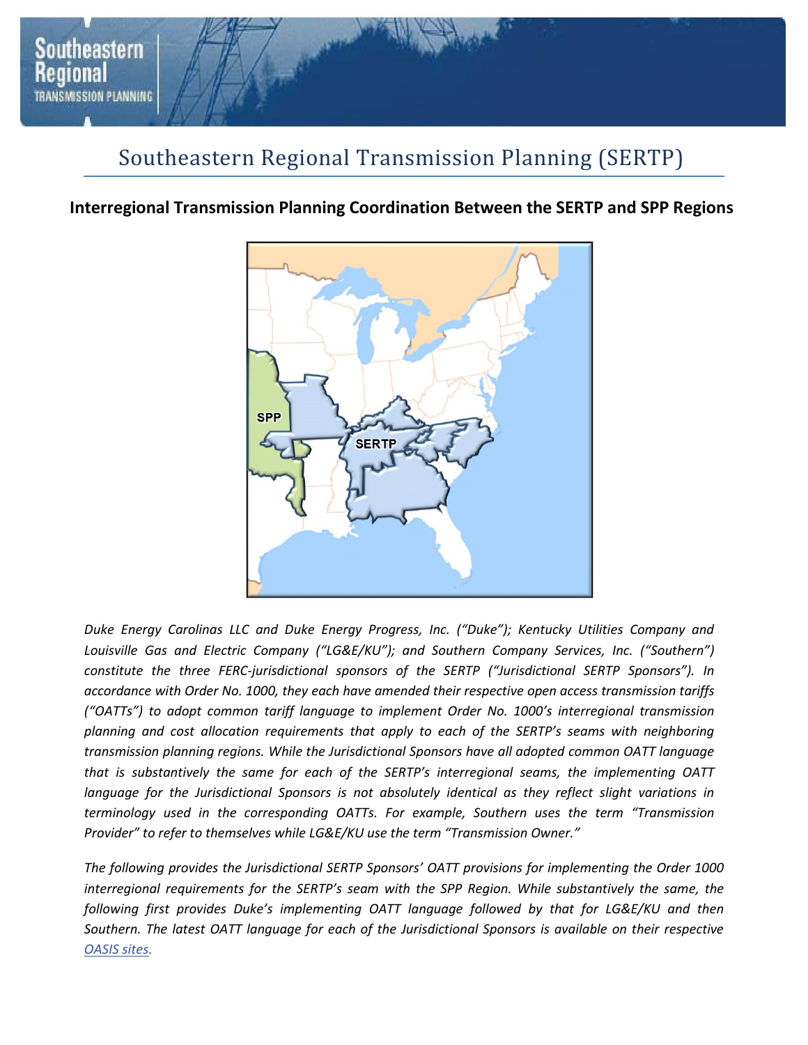# Southeastern Regional Transmission Planning (SERTP)

## Interregional Transmission Planning Coordination Between the SERTP and SPP Regions

*Duke Energy Carolinas LLC and Duke Energy Progress, Inc. ("Duke"); Kentucky Utilities Company and Louisville Gas and Electric Company ("LG&E/KU"); and Southern Company Services, Inc. ("Southern") constitute the three FERC-jurisdictional sponsors of the SERTP ("Jurisdictional SERTP Sponsors"). In accordance with Order No. 1000, they each have amended their respective open access transmission tariffs ("OATTs") to adopt common tariff language to implement Order No. 1000's interregional transmission planning and cost allocation requirements that apply to each of the SERTP's seams with neighboring transmission planning regions. While the Jurisdictional Sponsors have all adopted common OATT language that is substantively the same for each of the SERTP's interregional seams, the implementing OATT language for the Jurisdictional Sponsors is not absolutely identical as they reflect slight variations in terminology used in the corresponding OATTs. For example, Southern uses the term "Transmission Provider" to refer to themselves while LG&E/KU use the term "Transmission Owner."*

*The following provides the Jurisdictional SERTP Sponsors' OATT provisions for implementing the Order 1000 interregional requirements for the SERTP's seam with the SPP Region. While substantively the same, the following first provides Duke's implementing OATT language followed by that for LG&E/KU and then Southern. The latest OATT language for each of the Jurisdictional Sponsors is available on their respective OASIS sites.*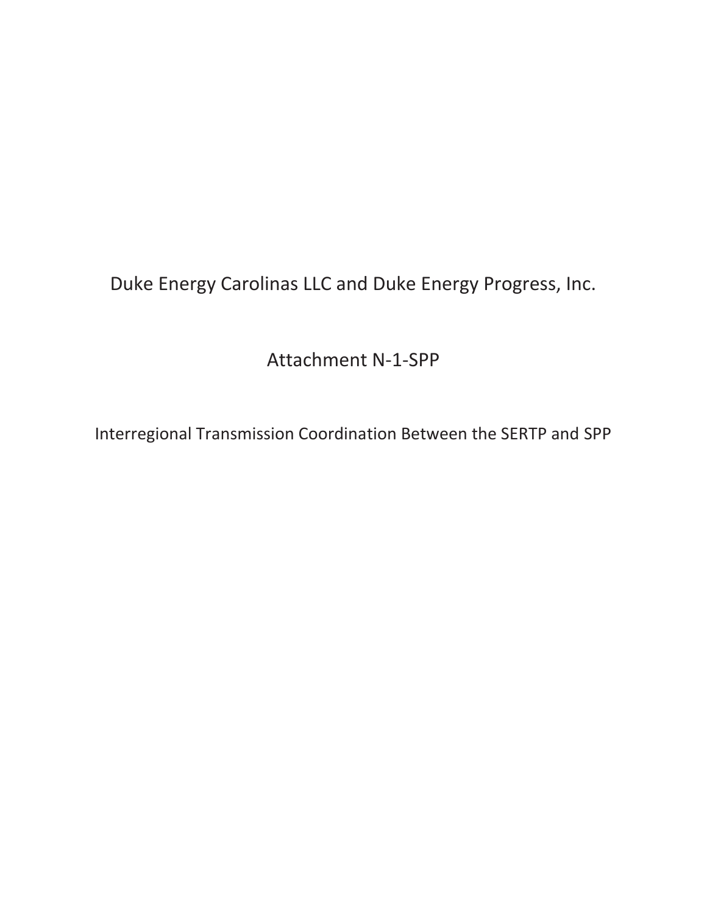Duke Energy Carolinas LLC and Duke Energy Progress, Inc.

Attachment N-1-SPP

Interregional Transmission Coordination Between the SERTP and SPP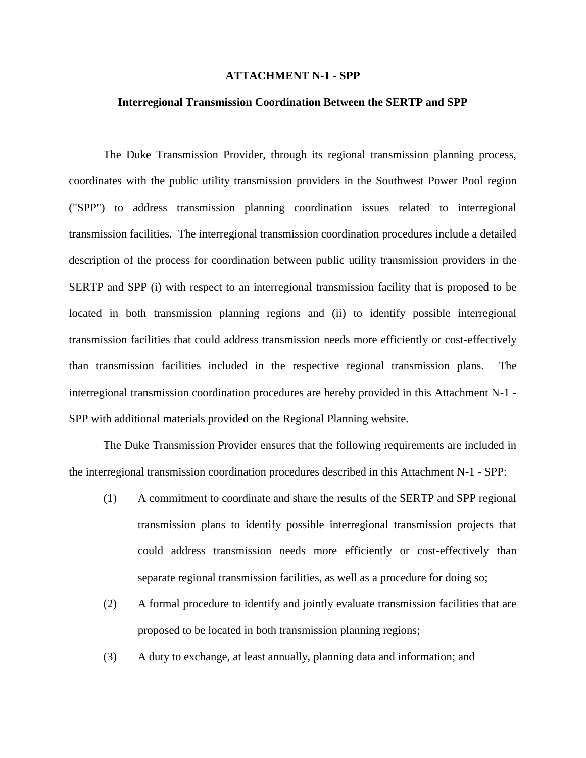# ATTACHMENT N-1 - SPP

## Interregional Transmission Coordination Between the SERTP and SPP

The Duke Transmission Provider, through its regional transmission planning process, coordinates with the public utility transmission providers in the Southwest Power Pool region ("SPP") to address transmission planning coordination issues related to interregional transmission facilities. The interregional transmission coordination procedures include a detailed description of the process for coordination between public utility transmission providers in the SERTP and SPP (i) with respect to an interregional transmission facility that is proposed to be located in both transmission planning regions and (ii) to identify possible interregional transmission facilities that could address transmission needs more efficiently or cost-effectively than transmission facilities included in the respective regional transmission plans. The interregional transmission coordination procedures are hereby provided in this Attachment N-1 - SPP with additional materials provided on the Regional Planning website.

The Duke Transmission Provider ensures that the following requirements are included in the interregional transmission coordination procedures described in this Attachment N-1 - SPP:

(1) A commitment to coordinate and share the results of the SERTP and SPP regional transmission plans to identify possible interregional transmission projects that could address transmission needs more efficiently or cost-effectively than separate regional transmission facilities, as well as a procedure for doing so;

(2) A formal procedure to identify and jointly evaluate transmission facilities that are proposed to be located in both transmission planning regions;

(3) A duty to exchange, at least annually, planning data and information; and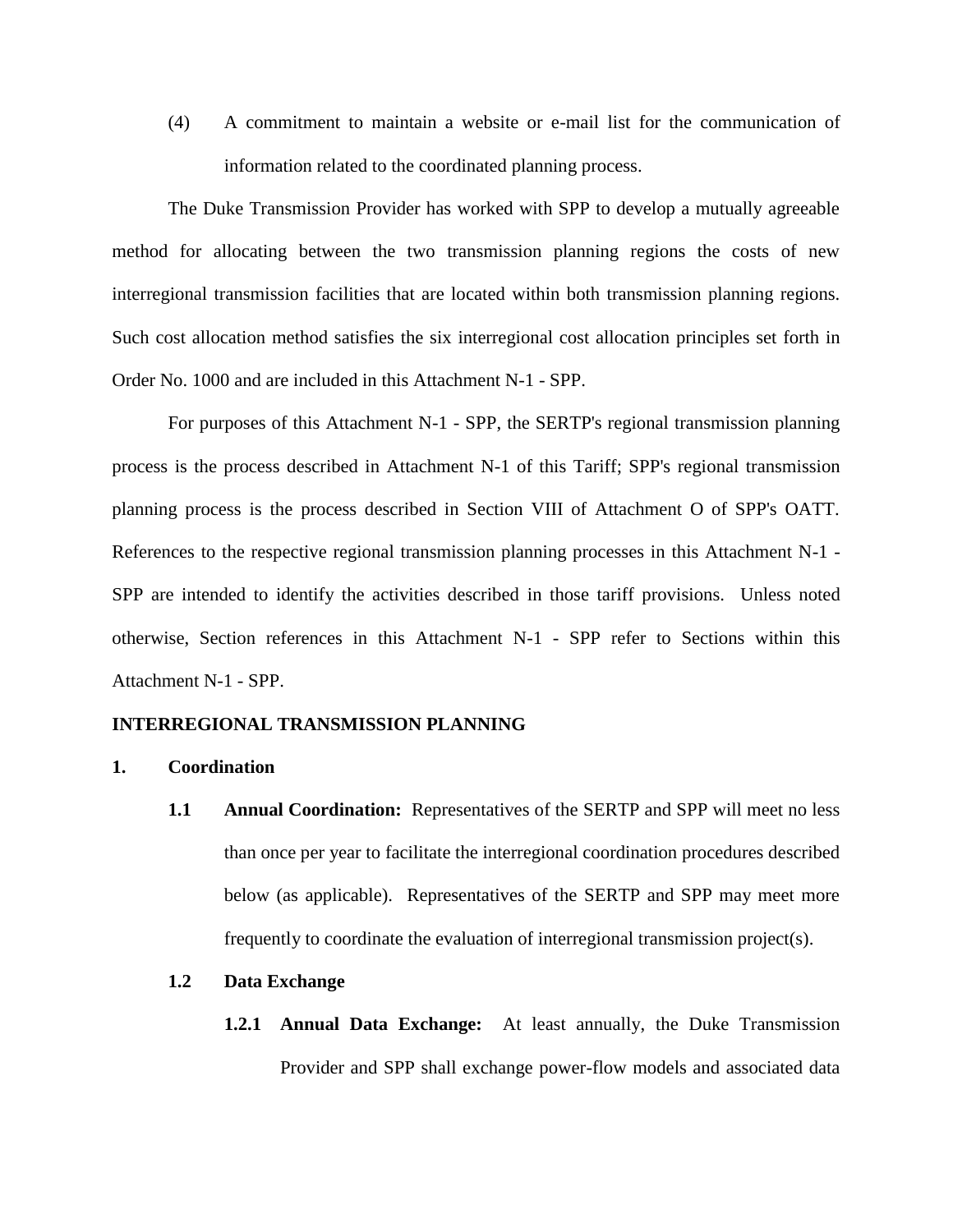(4) A commitment to maintain a website or e-mail list for the communication of information related to the coordinated planning process.

The Duke Transmission Provider has worked with SPP to develop a mutually agreeable method for allocating between the two transmission planning regions the costs of new interregional transmission facilities that are located within both transmission planning regions. Such cost allocation method satisfies the six interregional cost allocation principles set forth in Order No. 1000 and are included in this Attachment N-1 - SPP.

For purposes of this Attachment N-1 - SPP, the SERTP's regional transmission planning process is the process described in Attachment N-1 of this Tariff; SPP's regional transmission planning process is the process described in Section VIII of Attachment O of SPP's OATT. References to the respective regional transmission planning processes in this Attachment N-1 - SPP are intended to identify the activities described in those tariff provisions. Unless noted otherwise, Section references in this Attachment N-1 - SPP refer to Sections within this Attachment N-1 - SPP.

## INTERREGIONAL TRANSMISSION PLANNING

### 1. Coordination

**1.1 Annual Coordination:** Representatives of the SERTP and SPP will meet no less than once per year to facilitate the interregional coordination procedures described below (as applicable). Representatives of the SERTP and SPP may meet more frequently to coordinate the evaluation of interregional transmission project(s).

**1.2 Data Exchange**

**1.2.1 Annual Data Exchange:** At least annually, the Duke Transmission Provider and SPP shall exchange power-flow models and associated data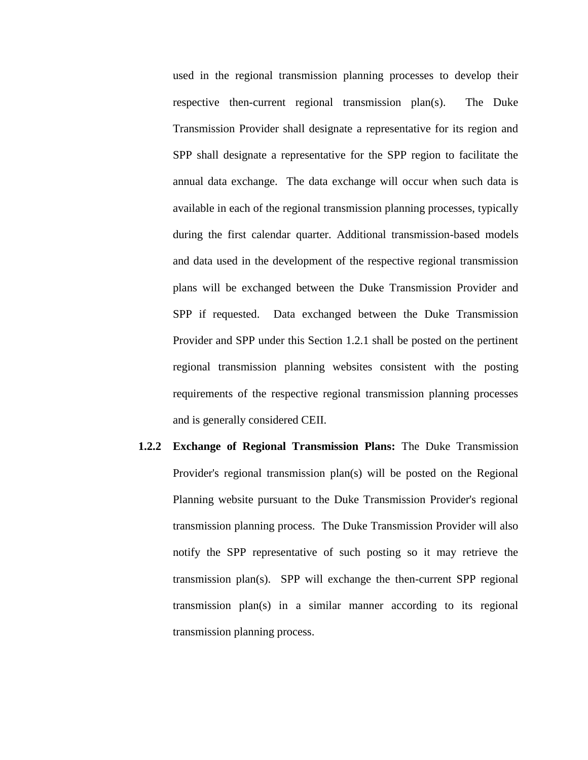used in the regional transmission planning processes to develop their respective then-current regional transmission plan(s). The Duke Transmission Provider shall designate a representative for its region and SPP shall designate a representative for the SPP region to facilitate the annual data exchange. The data exchange will occur when such data is available in each of the regional transmission planning processes, typically during the first calendar quarter. Additional transmission-based models and data used in the development of the respective regional transmission plans will be exchanged between the Duke Transmission Provider and SPP if requested. Data exchanged between the Duke Transmission Provider and SPP under this Section 1.2.1 shall be posted on the pertinent regional transmission planning websites consistent with the posting requirements of the respective regional transmission planning processes and is generally considered CEII.

**1.2.2 Exchange of Regional Transmission Plans:** The Duke Transmission Provider's regional transmission plan(s) will be posted on the Regional Planning website pursuant to the Duke Transmission Provider's regional transmission planning process. The Duke Transmission Provider will also notify the SPP representative of such posting so it may retrieve the transmission plan(s). SPP will exchange the then-current SPP regional transmission plan(s) in a similar manner according to its regional transmission planning process.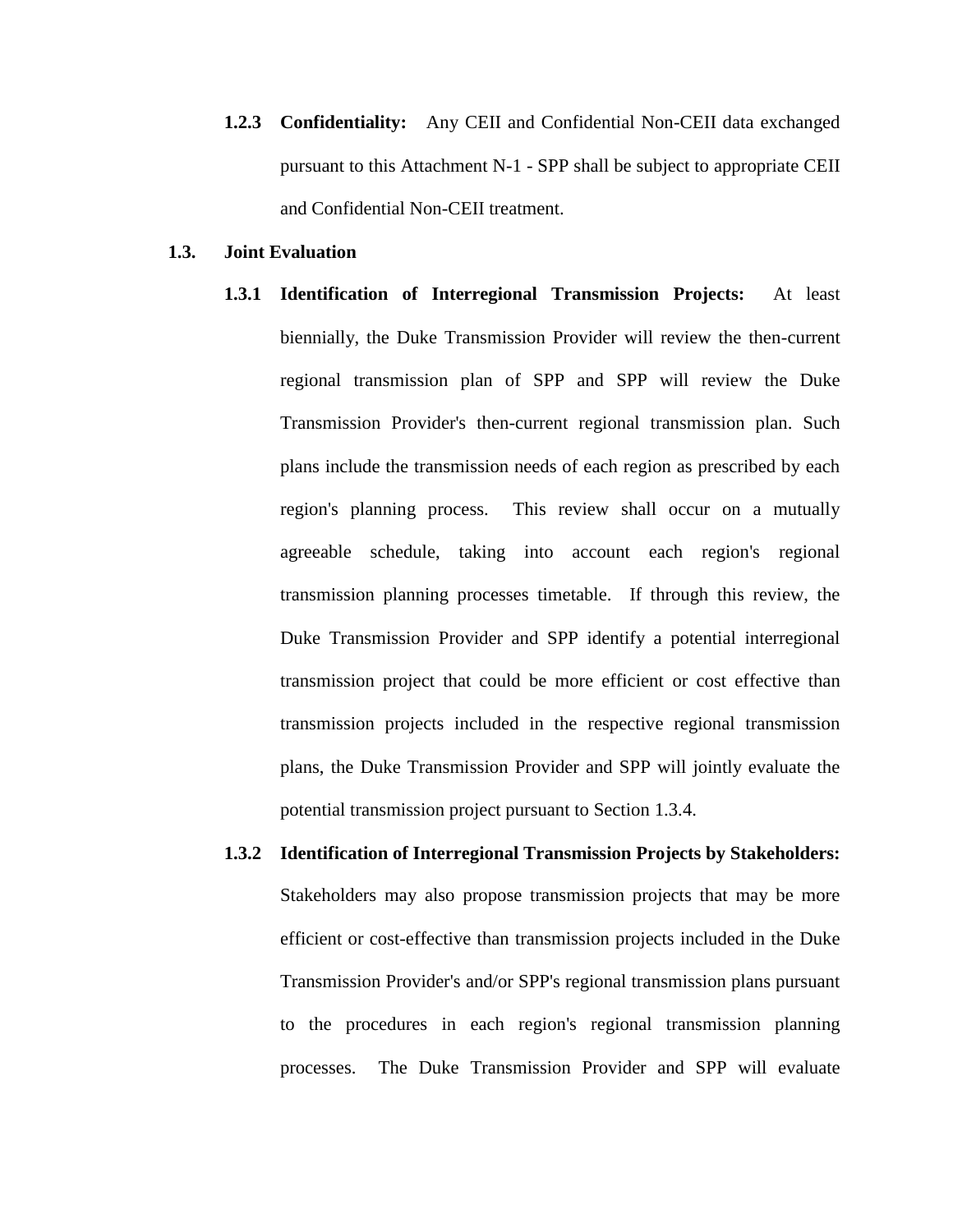**1.2.3 Confidentiality:** Any CEII and Confidential Non-CEII data exchanged pursuant to this Attachment N-1 - SPP shall be subject to appropriate CEII and Confidential Non-CEII treatment.

**1.3. Joint Evaluation**

**1.3.1 Identification of Interregional Transmission Projects:** At least biennially, the Duke Transmission Provider will review the then-current regional transmission plan of SPP and SPP will review the Duke Transmission Provider's then-current regional transmission plan. Such plans include the transmission needs of each region as prescribed by each region's planning process. This review shall occur on a mutually agreeable schedule, taking into account each region's regional transmission planning processes timetable. If through this review, the Duke Transmission Provider and SPP identify a potential interregional transmission project that could be more efficient or cost effective than transmission projects included in the respective regional transmission plans, the Duke Transmission Provider and SPP will jointly evaluate the potential transmission project pursuant to Section 1.3.4.

**1.3.2 Identification of Interregional Transmission Projects by Stakeholders:** Stakeholders may also propose transmission projects that may be more efficient or cost-effective than transmission projects included in the Duke Transmission Provider's and/or SPP's regional transmission plans pursuant to the procedures in each region's regional transmission planning processes. The Duke Transmission Provider and SPP will evaluate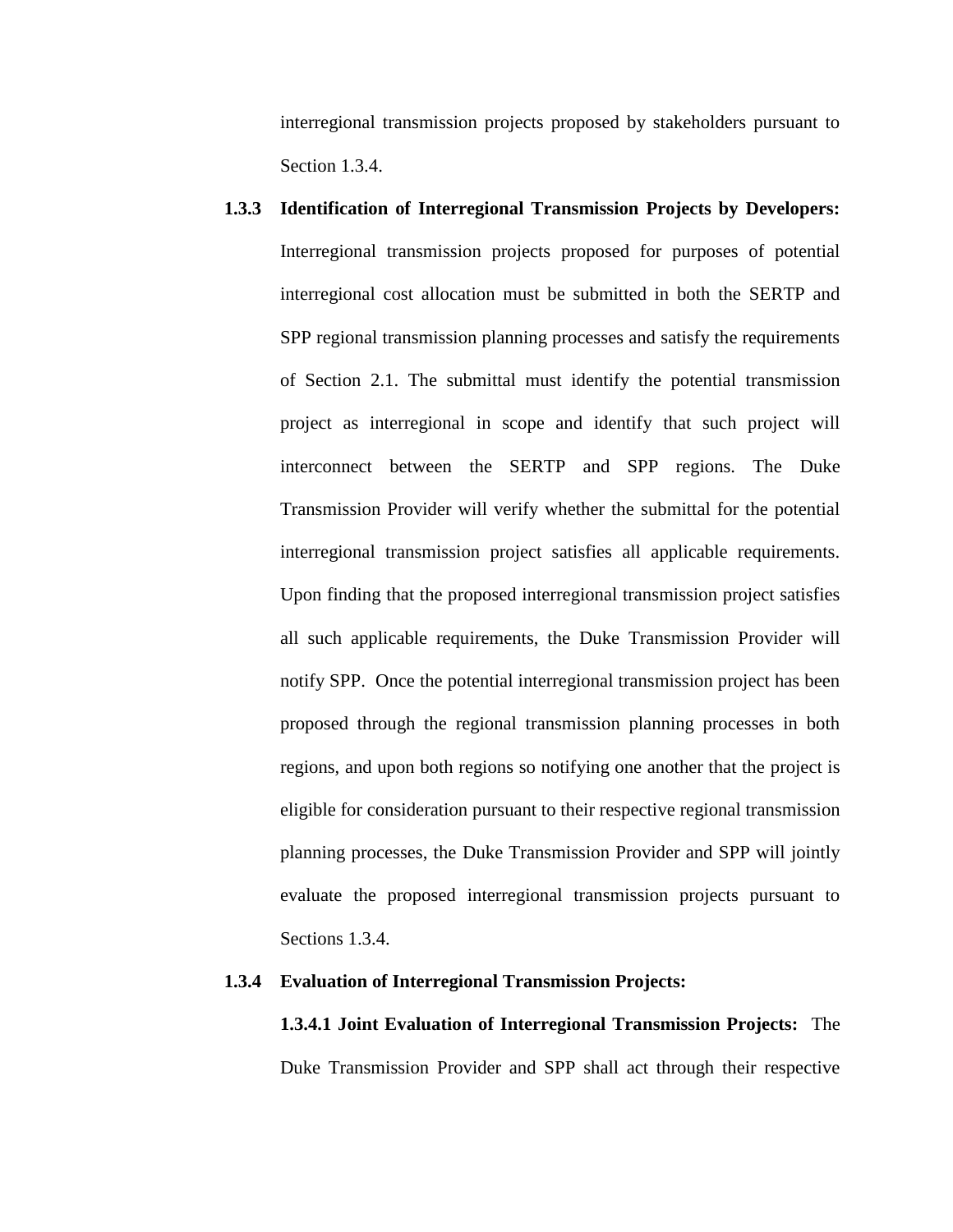interregional transmission projects proposed by stakeholders pursuant to Section 1.3.4.

**1.3.3 Identification of Interregional Transmission Projects by Developers:** Interregional transmission projects proposed for purposes of potential interregional cost allocation must be submitted in both the SERTP and SPP regional transmission planning processes and satisfy the requirements of Section 2.1. The submittal must identify the potential transmission project as interregional in scope and identify that such project will interconnect between the SERTP and SPP regions. The Duke Transmission Provider will verify whether the submittal for the potential interregional transmission project satisfies all applicable requirements. Upon finding that the proposed interregional transmission project satisfies all such applicable requirements, the Duke Transmission Provider will notify SPP. Once the potential interregional transmission project has been proposed through the regional transmission planning processes in both regions, and upon both regions so notifying one another that the project is eligible for consideration pursuant to their respective regional transmission planning processes, the Duke Transmission Provider and SPP will jointly evaluate the proposed interregional transmission projects pursuant to Sections 1.3.4.

**1.3.4 Evaluation of Interregional Transmission Projects:**

**1.3.4.1 Joint Evaluation of Interregional Transmission Projects:** The Duke Transmission Provider and SPP shall act through their respective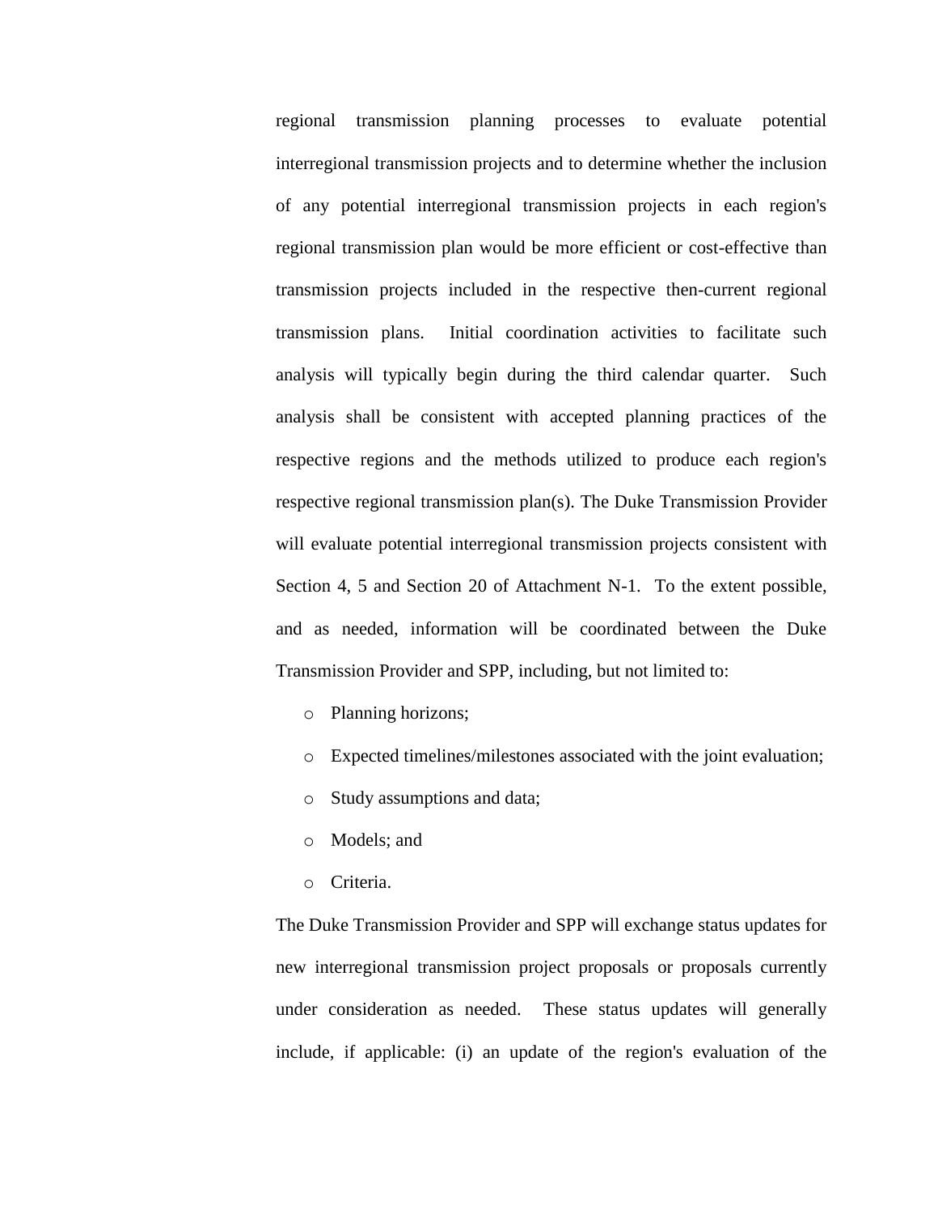regional transmission planning processes to evaluate potential interregional transmission projects and to determine whether the inclusion of any potential interregional transmission projects in each region's regional transmission plan would be more efficient or cost-effective than transmission projects included in the respective then-current regional transmission plans. Initial coordination activities to facilitate such analysis will typically begin during the third calendar quarter. Such analysis shall be consistent with accepted planning practices of the respective regions and the methods utilized to produce each region's respective regional transmission plan(s). The Duke Transmission Provider will evaluate potential interregional transmission projects consistent with Section 4, 5 and Section 20 of Attachment N-1. To the extent possible, and as needed, information will be coordinated between the Duke Transmission Provider and SPP, including, but not limited to:

- Planning horizons;
- Expected timelines/milestones associated with the joint evaluation;
- Study assumptions and data;
- Models; and
- Criteria.

The Duke Transmission Provider and SPP will exchange status updates for new interregional transmission project proposals or proposals currently under consideration as needed. These status updates will generally include, if applicable: (i) an update of the region's evaluation of the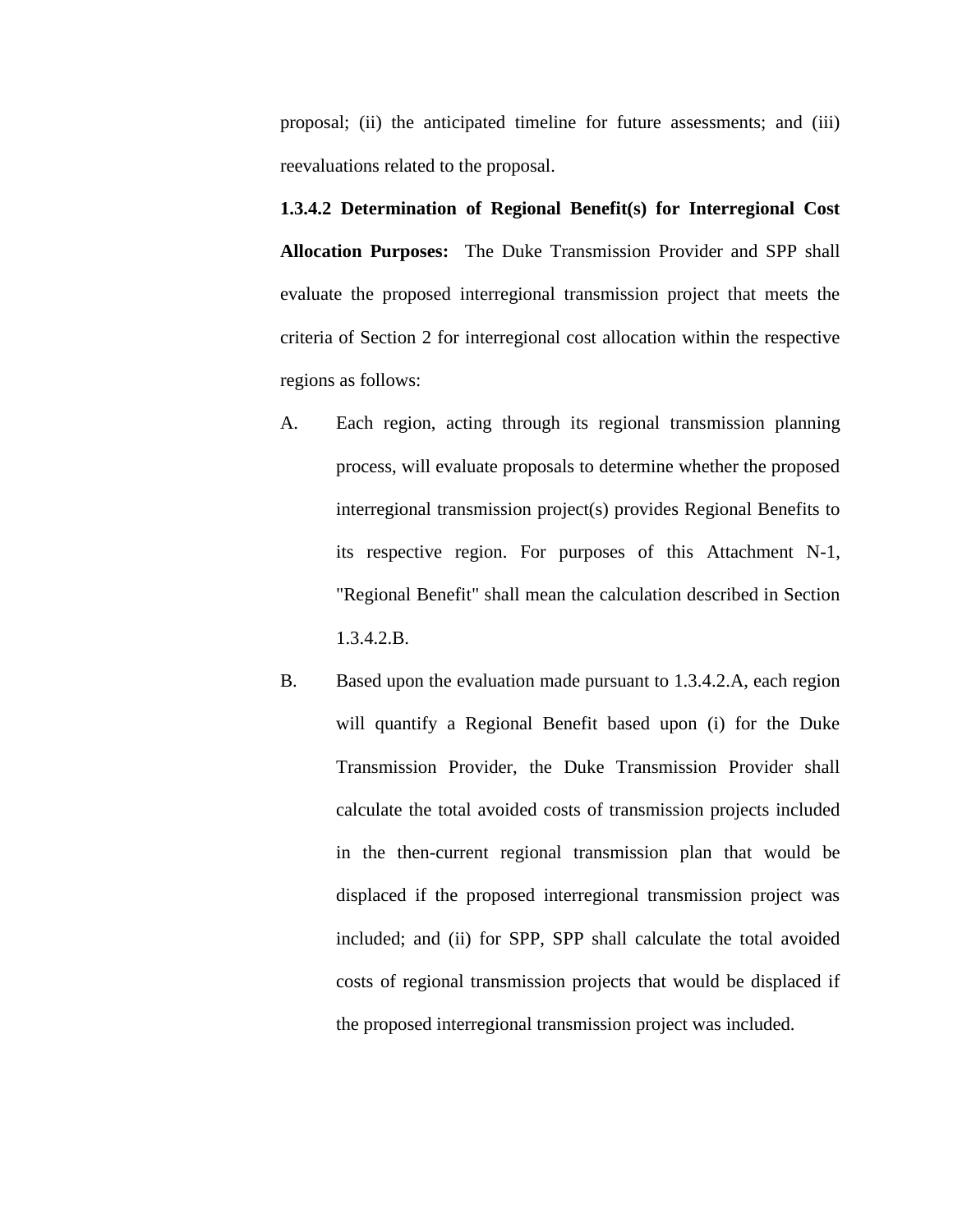proposal; (ii) the anticipated timeline for future assessments; and (iii) reevaluations related to the proposal.

**1.3.4.2 Determination of Regional Benefit(s) for Interregional Cost Allocation Purposes:** The Duke Transmission Provider and SPP shall evaluate the proposed interregional transmission project that meets the criteria of Section 2 for interregional cost allocation within the respective regions as follows:

A. Each region, acting through its regional transmission planning process, will evaluate proposals to determine whether the proposed interregional transmission project(s) provides Regional Benefits to its respective region. For purposes of this Attachment N-1, "Regional Benefit" shall mean the calculation described in Section 1.3.4.2.B.

B. Based upon the evaluation made pursuant to 1.3.4.2.A, each region will quantify a Regional Benefit based upon (i) for the Duke Transmission Provider, the Duke Transmission Provider shall calculate the total avoided costs of transmission projects included in the then-current regional transmission plan that would be displaced if the proposed interregional transmission project was included; and (ii) for SPP, SPP shall calculate the total avoided costs of regional transmission projects that would be displaced if the proposed interregional transmission project was included.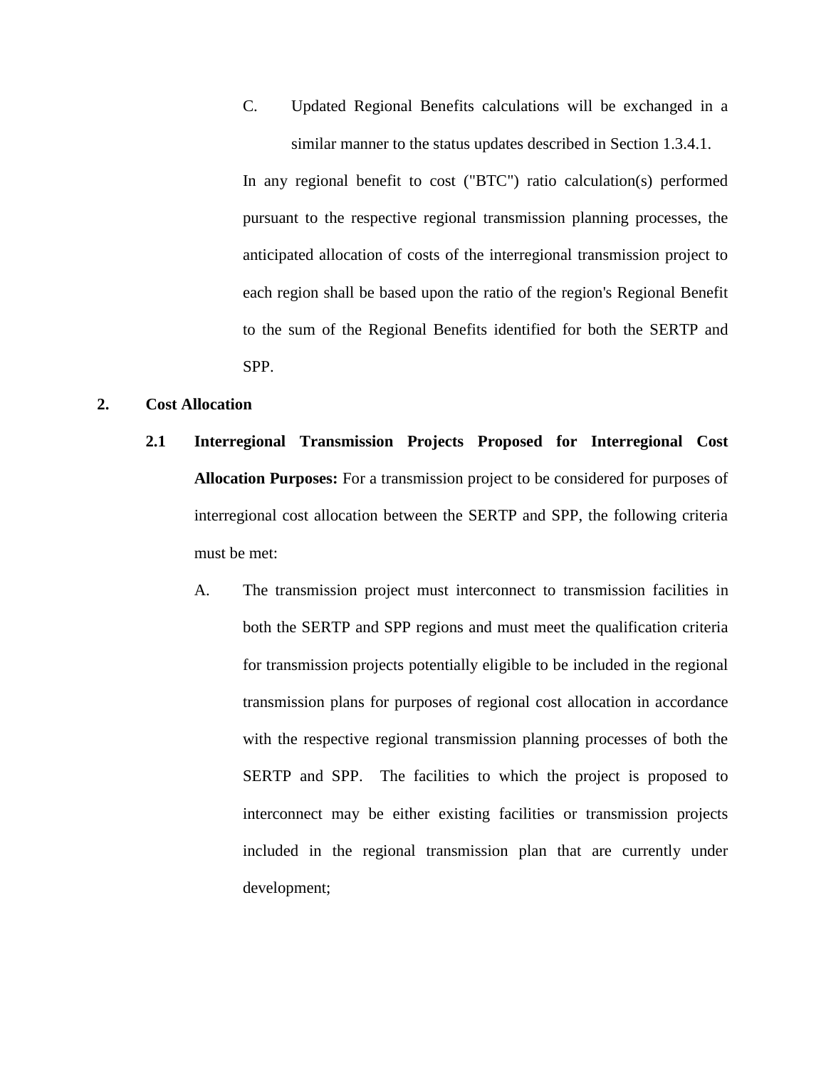C. Updated Regional Benefits calculations will be exchanged in a similar manner to the status updates described in Section 1.3.4.1.

In any regional benefit to cost ("BTC") ratio calculation(s) performed pursuant to the respective regional transmission planning processes, the anticipated allocation of costs of the interregional transmission project to each region shall be based upon the ratio of the region's Regional Benefit to the sum of the Regional Benefits identified for both the SERTP and SPP.

## 2. Cost Allocation

**2.1 Interregional Transmission Projects Proposed for Interregional Cost Allocation Purposes:** For a transmission project to be considered for purposes of interregional cost allocation between the SERTP and SPP, the following criteria must be met:

A. The transmission project must interconnect to transmission facilities in both the SERTP and SPP regions and must meet the qualification criteria for transmission projects potentially eligible to be included in the regional transmission plans for purposes of regional cost allocation in accordance with the respective regional transmission planning processes of both the SERTP and SPP. The facilities to which the project is proposed to interconnect may be either existing facilities or transmission projects included in the regional transmission plan that are currently under development;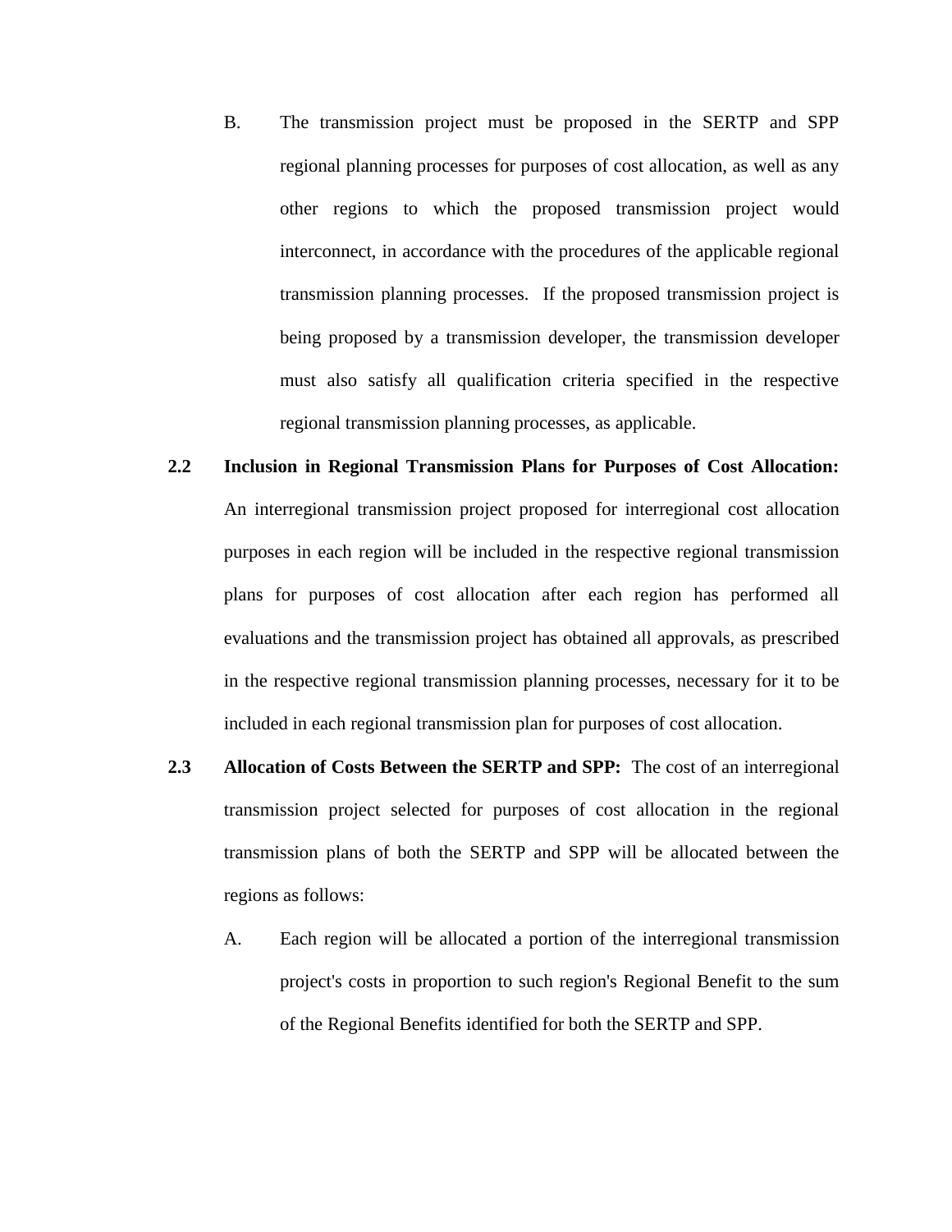B. The transmission project must be proposed in the SERTP and SPP regional planning processes for purposes of cost allocation, as well as any other regions to which the proposed transmission project would interconnect, in accordance with the procedures of the applicable regional transmission planning processes. If the proposed transmission project is being proposed by a transmission developer, the transmission developer must also satisfy all qualification criteria specified in the respective regional transmission planning processes, as applicable.

**2.2 Inclusion in Regional Transmission Plans for Purposes of Cost Allocation:** An interregional transmission project proposed for interregional cost allocation purposes in each region will be included in the respective regional transmission plans for purposes of cost allocation after each region has performed all evaluations and the transmission project has obtained all approvals, as prescribed in the respective regional transmission planning processes, necessary for it to be included in each regional transmission plan for purposes of cost allocation.

**2.3 Allocation of Costs Between the SERTP and SPP:** The cost of an interregional transmission project selected for purposes of cost allocation in the regional transmission plans of both the SERTP and SPP will be allocated between the regions as follows:

A. Each region will be allocated a portion of the interregional transmission project's costs in proportion to such region's Regional Benefit to the sum of the Regional Benefits identified for both the SERTP and SPP.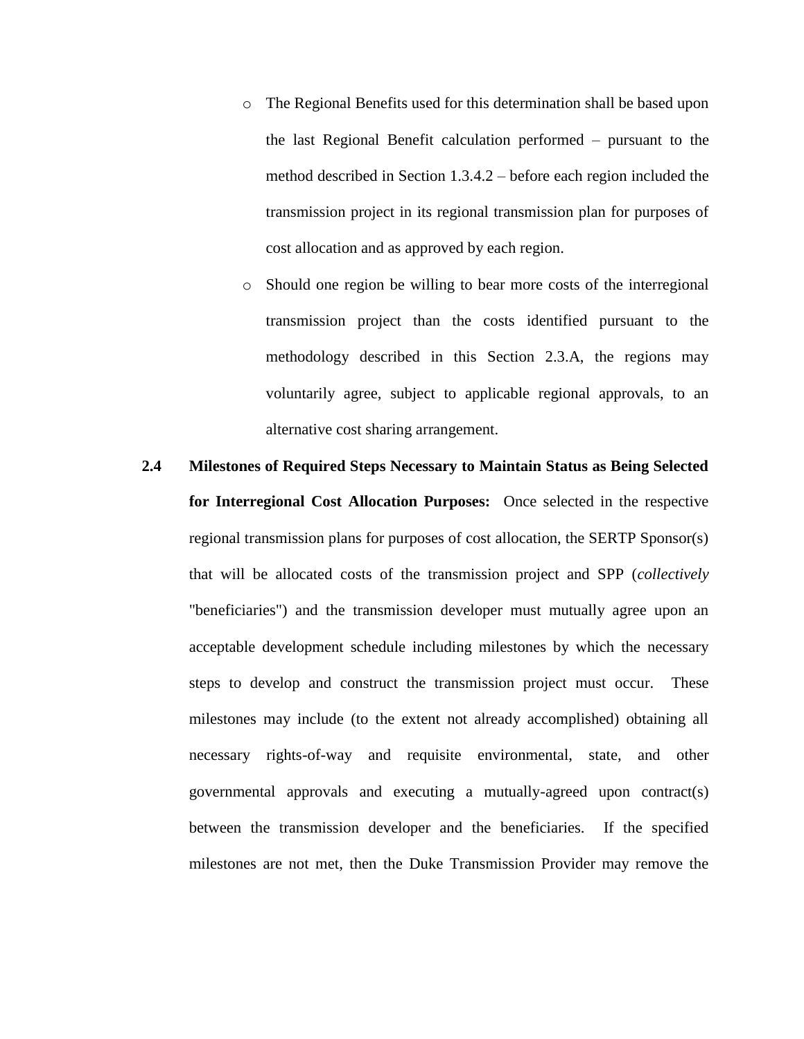- The Regional Benefits used for this determination shall be based upon the last Regional Benefit calculation performed – pursuant to the method described in Section 1.3.4.2 – before each region included the transmission project in its regional transmission plan for purposes of cost allocation and as approved by each region.
- Should one region be willing to bear more costs of the interregional transmission project than the costs identified pursuant to the methodology described in this Section 2.3.A, the regions may voluntarily agree, subject to applicable regional approvals, to an alternative cost sharing arrangement.

**2.4 Milestones of Required Steps Necessary to Maintain Status as Being Selected for Interregional Cost Allocation Purposes:** Once selected in the respective regional transmission plans for purposes of cost allocation, the SERTP Sponsor(s) that will be allocated costs of the transmission project and SPP (*collectively* "beneficiaries") and the transmission developer must mutually agree upon an acceptable development schedule including milestones by which the necessary steps to develop and construct the transmission project must occur. These milestones may include (to the extent not already accomplished) obtaining all necessary rights-of-way and requisite environmental, state, and other governmental approvals and executing a mutually-agreed upon contract(s) between the transmission developer and the beneficiaries. If the specified milestones are not met, then the Duke Transmission Provider may remove the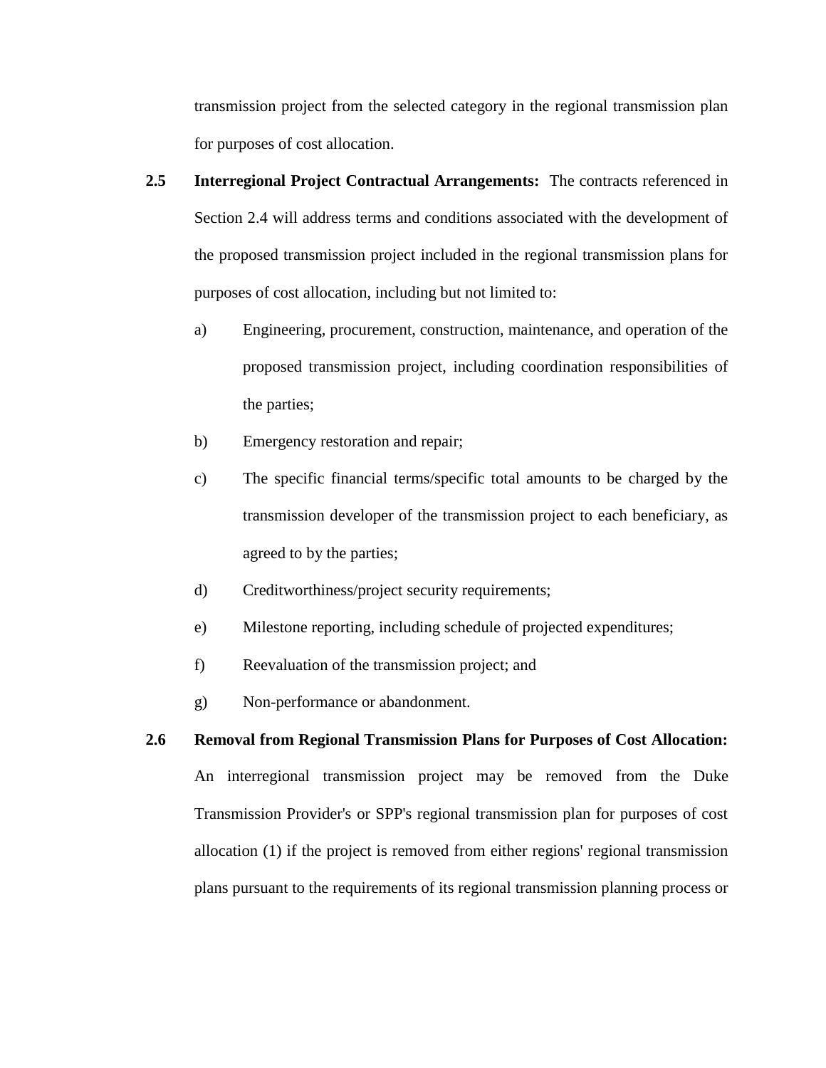transmission project from the selected category in the regional transmission plan for purposes of cost allocation.

**2.5 Interregional Project Contractual Arrangements:** The contracts referenced in Section 2.4 will address terms and conditions associated with the development of the proposed transmission project included in the regional transmission plans for purposes of cost allocation, including but not limited to:

a) Engineering, procurement, construction, maintenance, and operation of the proposed transmission project, including coordination responsibilities of the parties;

b) Emergency restoration and repair;

c) The specific financial terms/specific total amounts to be charged by the transmission developer of the transmission project to each beneficiary, as agreed to by the parties;

d) Creditworthiness/project security requirements;

e) Milestone reporting, including schedule of projected expenditures;

f) Reevaluation of the transmission project; and

g) Non-performance or abandonment.

**2.6 Removal from Regional Transmission Plans for Purposes of Cost Allocation:** An interregional transmission project may be removed from the Duke Transmission Provider's or SPP's regional transmission plan for purposes of cost allocation (1) if the project is removed from either regions' regional transmission plans pursuant to the requirements of its regional transmission planning process or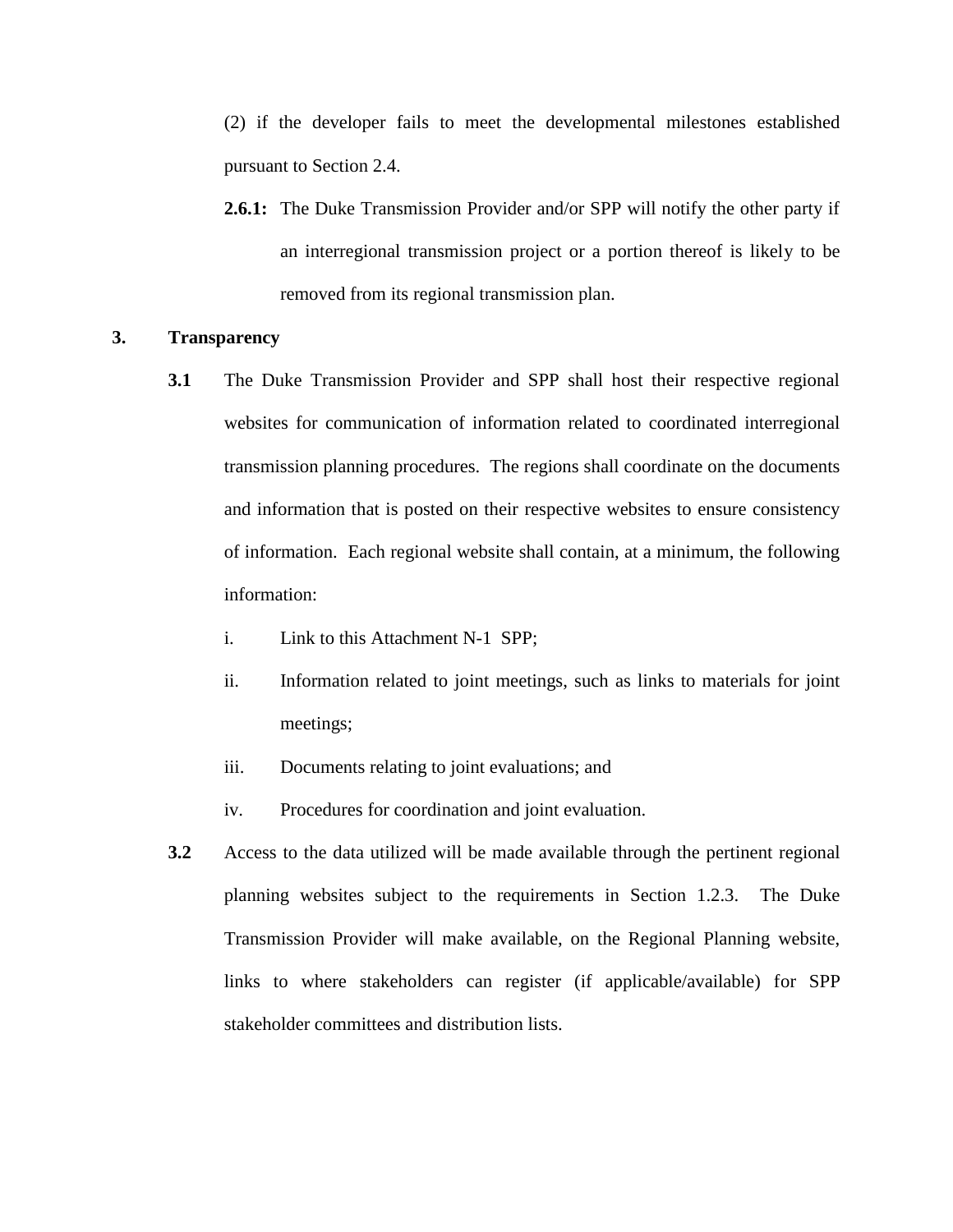(2) if the developer fails to meet the developmental milestones established pursuant to Section 2.4.

**2.6.1:** The Duke Transmission Provider and/or SPP will notify the other party if an interregional transmission project or a portion thereof is likely to be removed from its regional transmission plan.

## 3. Transparency

**3.1** The Duke Transmission Provider and SPP shall host their respective regional websites for communication of information related to coordinated interregional transmission planning procedures. The regions shall coordinate on the documents and information that is posted on their respective websites to ensure consistency of information. Each regional website shall contain, at a minimum, the following information:

i. Link to this Attachment N-1 SPP;

ii. Information related to joint meetings, such as links to materials for joint meetings;

iii. Documents relating to joint evaluations; and

iv. Procedures for coordination and joint evaluation.

**3.2** Access to the data utilized will be made available through the pertinent regional planning websites subject to the requirements in Section 1.2.3. The Duke Transmission Provider will make available, on the Regional Planning website, links to where stakeholders can register (if applicable/available) for SPP stakeholder committees and distribution lists.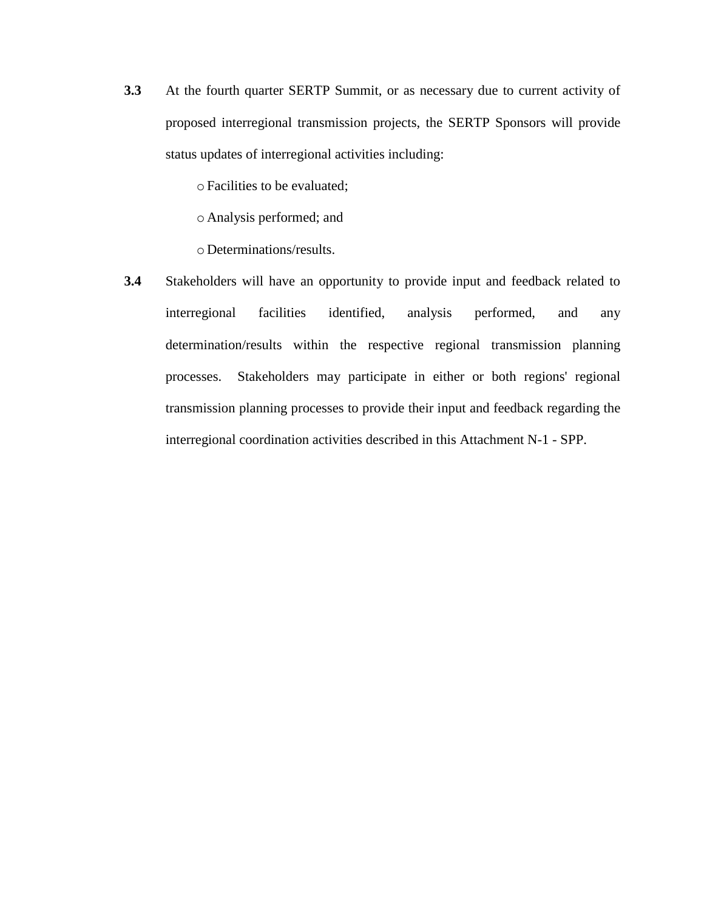**3.3** At the fourth quarter SERTP Summit, or as necessary due to current activity of proposed interregional transmission projects, the SERTP Sponsors will provide status updates of interregional activities including:

- Facilities to be evaluated;
- Analysis performed; and
- Determinations/results.

**3.4** Stakeholders will have an opportunity to provide input and feedback related to interregional facilities identified, analysis performed, and any determination/results within the respective regional transmission planning processes. Stakeholders may participate in either or both regions' regional transmission planning processes to provide their input and feedback regarding the interregional coordination activities described in this Attachment N-1 - SPP.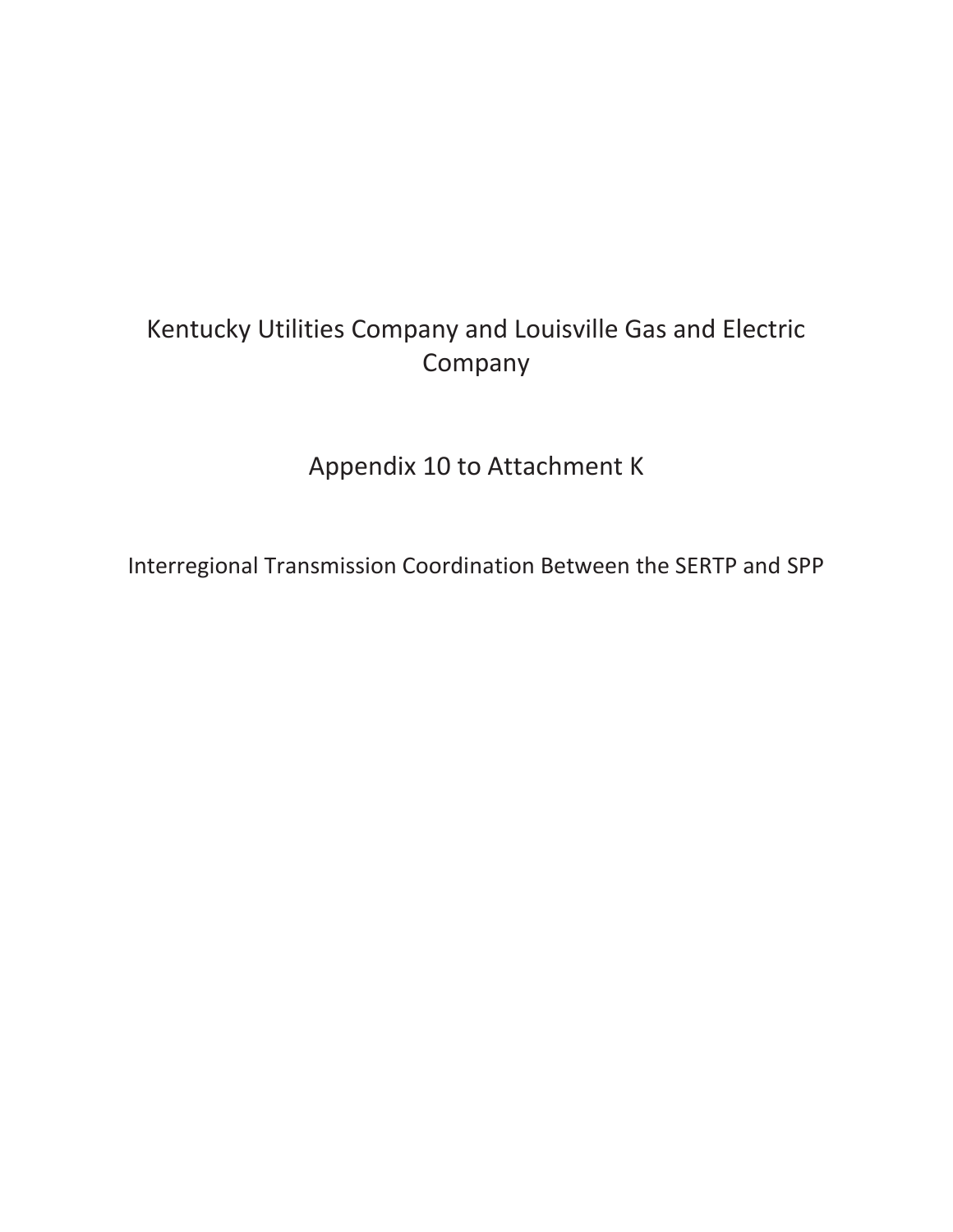# Kentucky Utilities Company and Louisville Gas and Electric Company

## Appendix 10 to Attachment K

### Interregional Transmission Coordination Between the SERTP and SPP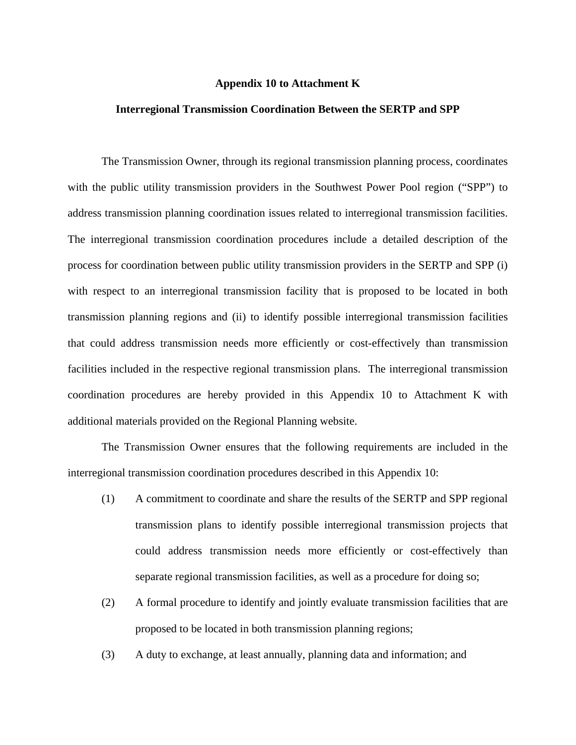**Appendix 10 to Attachment K**

**Interregional Transmission Coordination Between the SERTP and SPP**

The Transmission Owner, through its regional transmission planning process, coordinates with the public utility transmission providers in the Southwest Power Pool region ("SPP") to address transmission planning coordination issues related to interregional transmission facilities. The interregional transmission coordination procedures include a detailed description of the process for coordination between public utility transmission providers in the SERTP and SPP (i) with respect to an interregional transmission facility that is proposed to be located in both transmission planning regions and (ii) to identify possible interregional transmission facilities that could address transmission needs more efficiently or cost-effectively than transmission facilities included in the respective regional transmission plans. The interregional transmission coordination procedures are hereby provided in this Appendix 10 to Attachment K with additional materials provided on the Regional Planning website.

The Transmission Owner ensures that the following requirements are included in the interregional transmission coordination procedures described in this Appendix 10:

(1) A commitment to coordinate and share the results of the SERTP and SPP regional transmission plans to identify possible interregional transmission projects that could address transmission needs more efficiently or cost-effectively than separate regional transmission facilities, as well as a procedure for doing so;

(2) A formal procedure to identify and jointly evaluate transmission facilities that are proposed to be located in both transmission planning regions;

(3) A duty to exchange, at least annually, planning data and information; and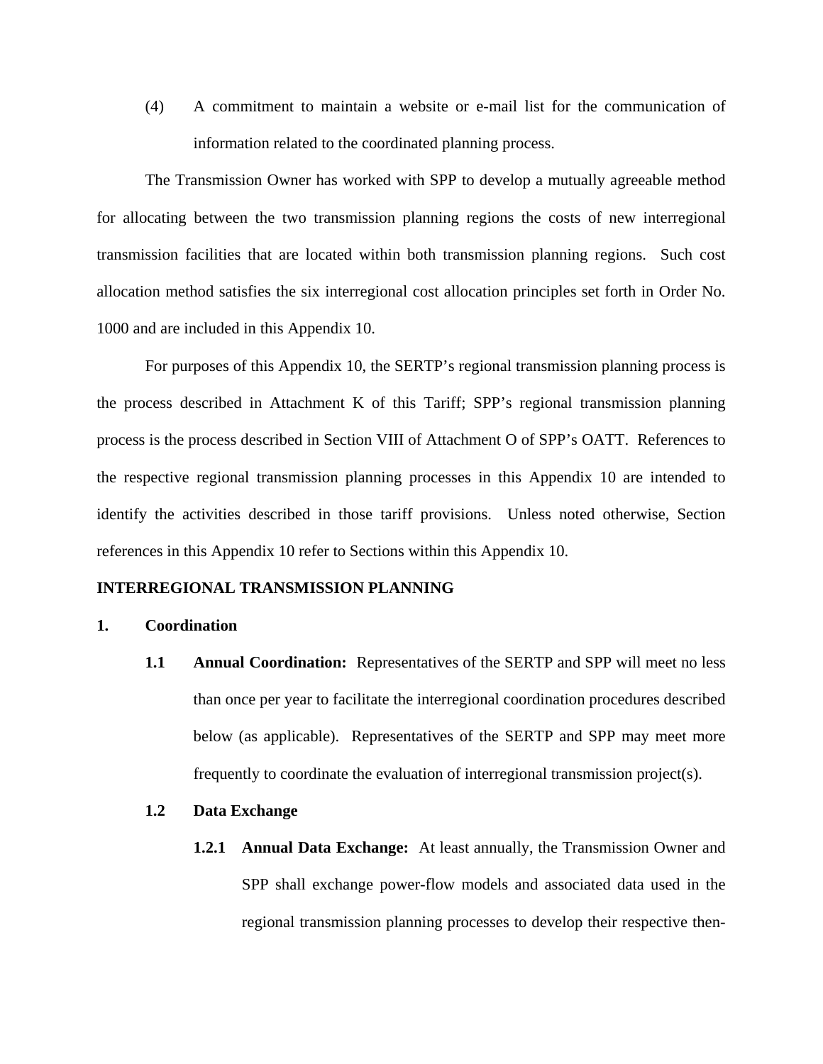(4) A commitment to maintain a website or e-mail list for the communication of information related to the coordinated planning process.

The Transmission Owner has worked with SPP to develop a mutually agreeable method for allocating between the two transmission planning regions the costs of new interregional transmission facilities that are located within both transmission planning regions. Such cost allocation method satisfies the six interregional cost allocation principles set forth in Order No. 1000 and are included in this Appendix 10.

For purposes of this Appendix 10, the SERTP's regional transmission planning process is the process described in Attachment K of this Tariff; SPP's regional transmission planning process is the process described in Section VIII of Attachment O of SPP's OATT. References to the respective regional transmission planning processes in this Appendix 10 are intended to identify the activities described in those tariff provisions. Unless noted otherwise, Section references in this Appendix 10 refer to Sections within this Appendix 10.

**INTERREGIONAL TRANSMISSION PLANNING**

**1. Coordination**

**1.1 Annual Coordination:** Representatives of the SERTP and SPP will meet no less than once per year to facilitate the interregional coordination procedures described below (as applicable). Representatives of the SERTP and SPP may meet more frequently to coordinate the evaluation of interregional transmission project(s).

**1.2 Data Exchange**

**1.2.1 Annual Data Exchange:** At least annually, the Transmission Owner and SPP shall exchange power-flow models and associated data used in the regional transmission planning processes to develop their respective then-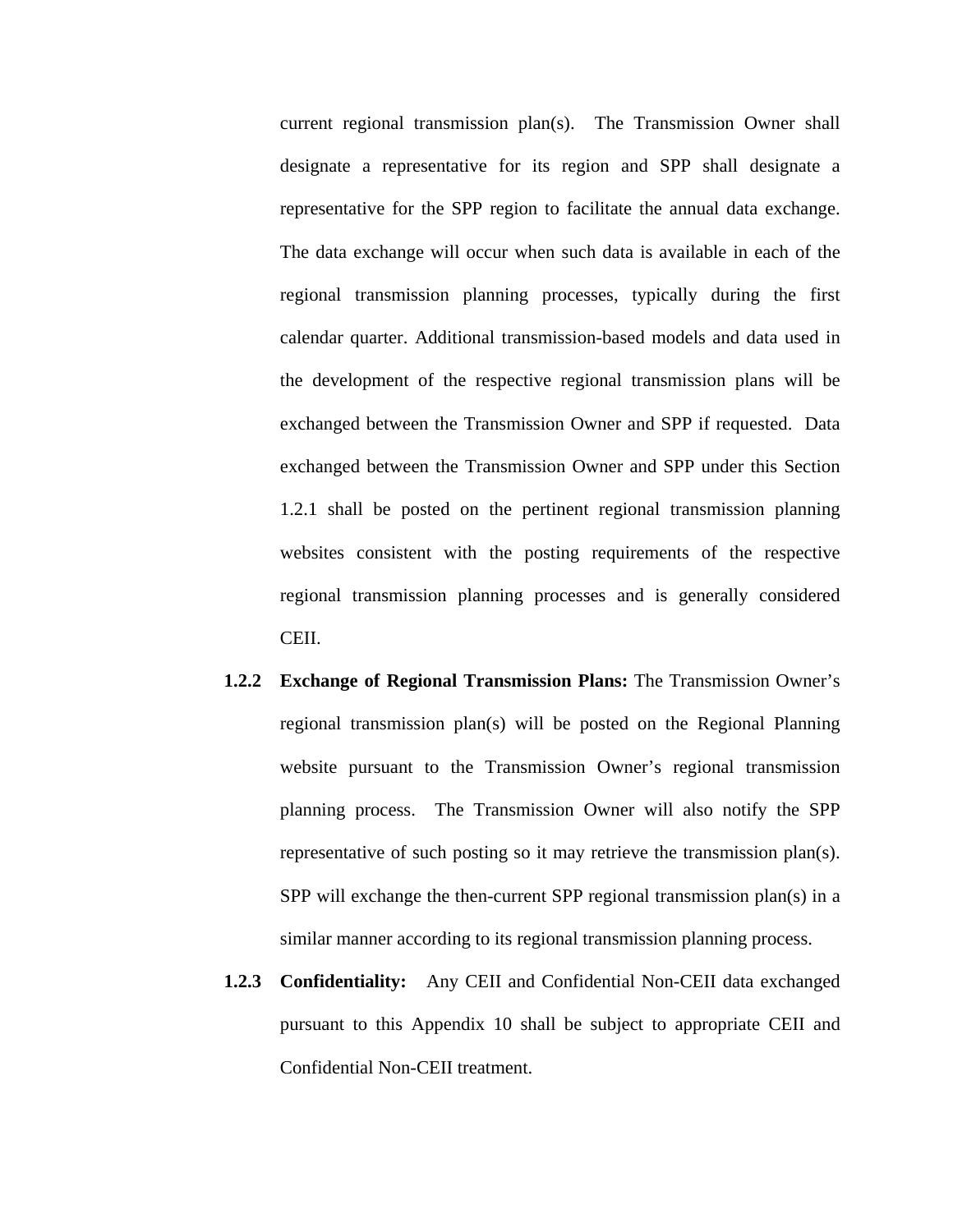current regional transmission plan(s). The Transmission Owner shall designate a representative for its region and SPP shall designate a representative for the SPP region to facilitate the annual data exchange. The data exchange will occur when such data is available in each of the regional transmission planning processes, typically during the first calendar quarter. Additional transmission-based models and data used in the development of the respective regional transmission plans will be exchanged between the Transmission Owner and SPP if requested. Data exchanged between the Transmission Owner and SPP under this Section 1.2.1 shall be posted on the pertinent regional transmission planning websites consistent with the posting requirements of the respective regional transmission planning processes and is generally considered CEII.

**1.2.2 Exchange of Regional Transmission Plans:** The Transmission Owner's regional transmission plan(s) will be posted on the Regional Planning website pursuant to the Transmission Owner's regional transmission planning process. The Transmission Owner will also notify the SPP representative of such posting so it may retrieve the transmission plan(s). SPP will exchange the then-current SPP regional transmission plan(s) in a similar manner according to its regional transmission planning process.

**1.2.3 Confidentiality:** Any CEII and Confidential Non-CEII data exchanged pursuant to this Appendix 10 shall be subject to appropriate CEII and Confidential Non-CEII treatment.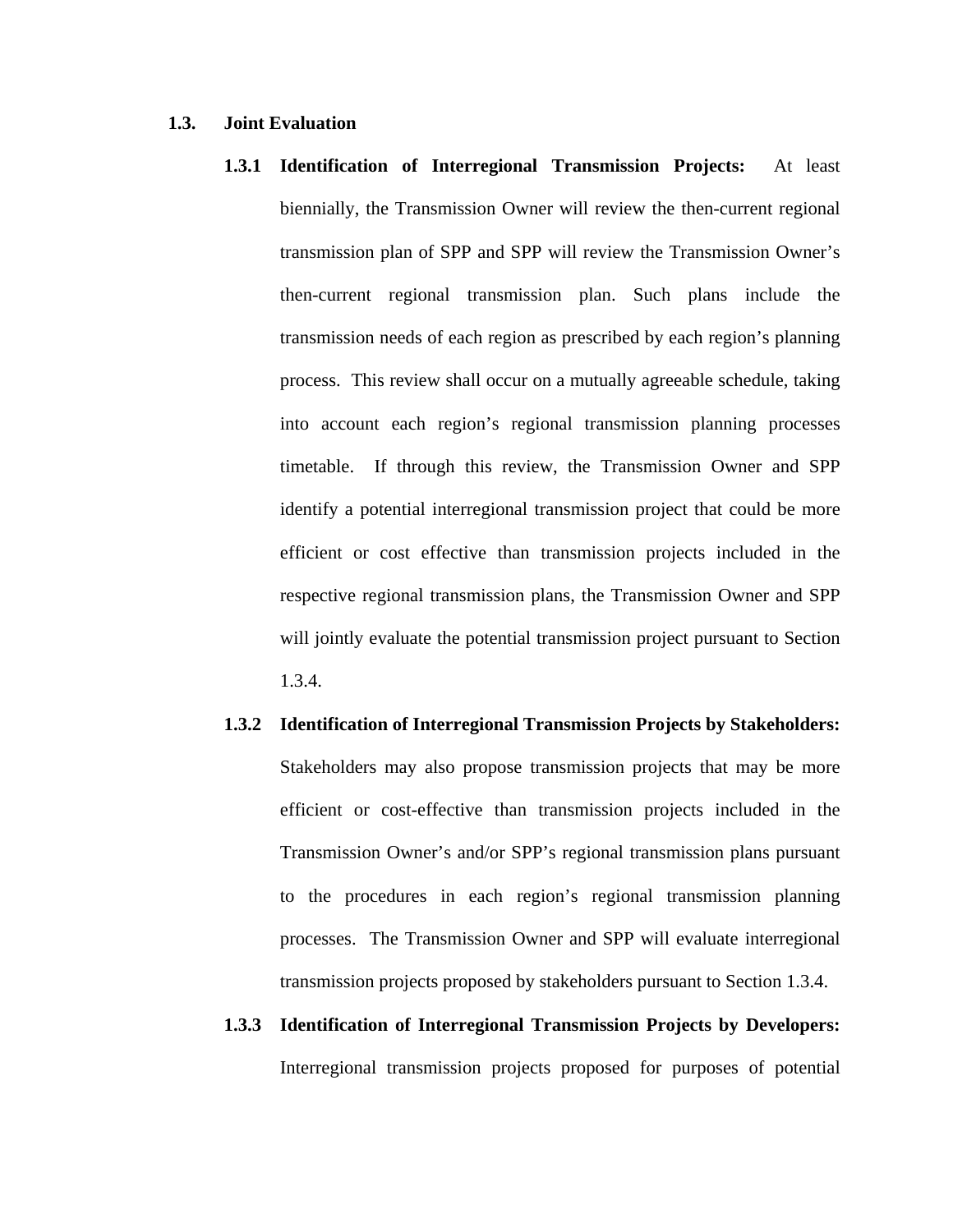**1.3. Joint Evaluation**

**1.3.1 Identification of Interregional Transmission Projects:** At least biennially, the Transmission Owner will review the then-current regional transmission plan of SPP and SPP will review the Transmission Owner's then-current regional transmission plan. Such plans include the transmission needs of each region as prescribed by each region's planning process. This review shall occur on a mutually agreeable schedule, taking into account each region's regional transmission planning processes timetable. If through this review, the Transmission Owner and SPP identify a potential interregional transmission project that could be more efficient or cost effective than transmission projects included in the respective regional transmission plans, the Transmission Owner and SPP will jointly evaluate the potential transmission project pursuant to Section 1.3.4.

**1.3.2 Identification of Interregional Transmission Projects by Stakeholders:** Stakeholders may also propose transmission projects that may be more efficient or cost-effective than transmission projects included in the Transmission Owner's and/or SPP's regional transmission plans pursuant to the procedures in each region's regional transmission planning processes. The Transmission Owner and SPP will evaluate interregional transmission projects proposed by stakeholders pursuant to Section 1.3.4.

**1.3.3 Identification of Interregional Transmission Projects by Developers:** Interregional transmission projects proposed for purposes of potential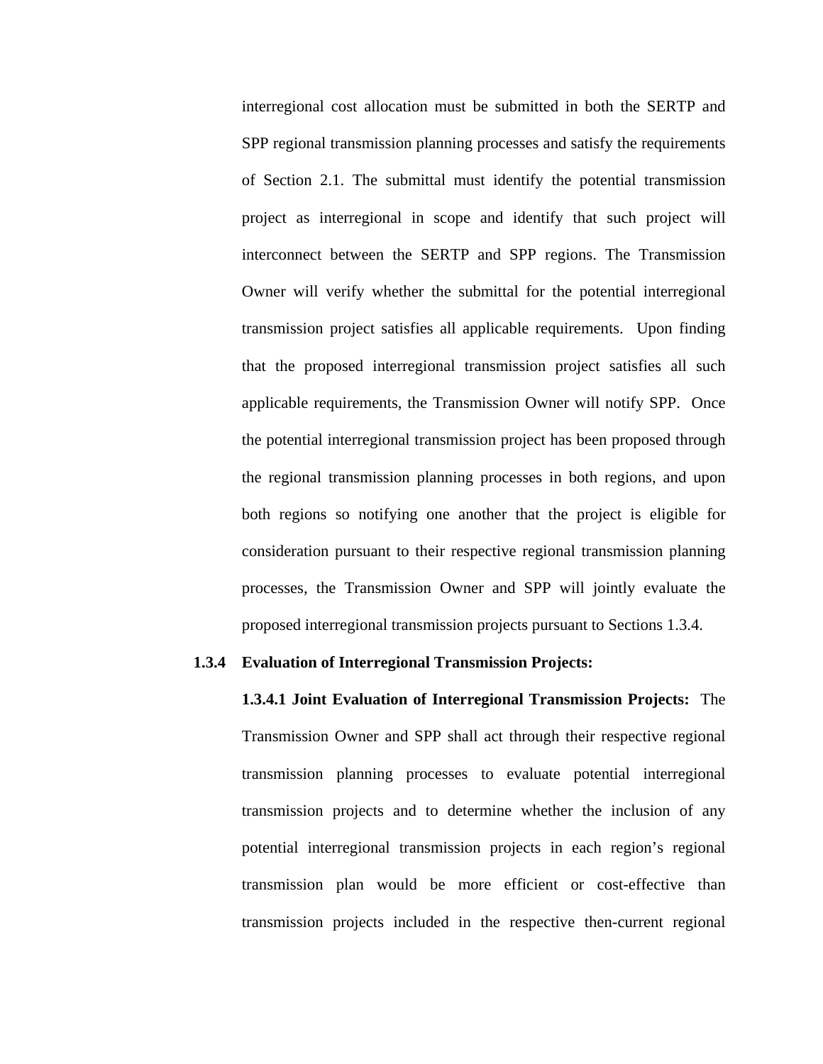interregional cost allocation must be submitted in both the SERTP and SPP regional transmission planning processes and satisfy the requirements of Section 2.1. The submittal must identify the potential transmission project as interregional in scope and identify that such project will interconnect between the SERTP and SPP regions. The Transmission Owner will verify whether the submittal for the potential interregional transmission project satisfies all applicable requirements. Upon finding that the proposed interregional transmission project satisfies all such applicable requirements, the Transmission Owner will notify SPP. Once the potential interregional transmission project has been proposed through the regional transmission planning processes in both regions, and upon both regions so notifying one another that the project is eligible for consideration pursuant to their respective regional transmission planning processes, the Transmission Owner and SPP will jointly evaluate the proposed interregional transmission projects pursuant to Sections 1.3.4.

**1.3.4 Evaluation of Interregional Transmission Projects:**

**1.3.4.1 Joint Evaluation of Interregional Transmission Projects:** The Transmission Owner and SPP shall act through their respective regional transmission planning processes to evaluate potential interregional transmission projects and to determine whether the inclusion of any potential interregional transmission projects in each region's regional transmission plan would be more efficient or cost-effective than transmission projects included in the respective then-current regional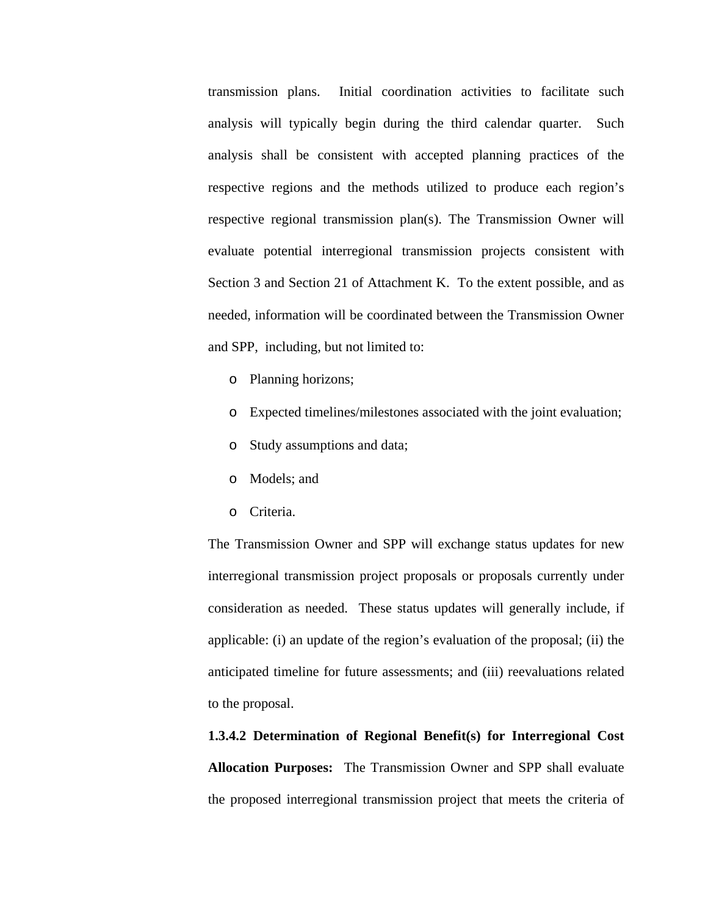transmission plans. Initial coordination activities to facilitate such analysis will typically begin during the third calendar quarter. Such analysis shall be consistent with accepted planning practices of the respective regions and the methods utilized to produce each region's respective regional transmission plan(s). The Transmission Owner will evaluate potential interregional transmission projects consistent with Section 3 and Section 21 of Attachment K. To the extent possible, and as needed, information will be coordinated between the Transmission Owner and SPP, including, but not limited to:

- Planning horizons;
- Expected timelines/milestones associated with the joint evaluation;
- Study assumptions and data;
- Models; and
- Criteria.

The Transmission Owner and SPP will exchange status updates for new interregional transmission project proposals or proposals currently under consideration as needed. These status updates will generally include, if applicable: (i) an update of the region's evaluation of the proposal; (ii) the anticipated timeline for future assessments; and (iii) reevaluations related to the proposal.

**1.3.4.2 Determination of Regional Benefit(s) for Interregional Cost Allocation Purposes:** The Transmission Owner and SPP shall evaluate the proposed interregional transmission project that meets the criteria of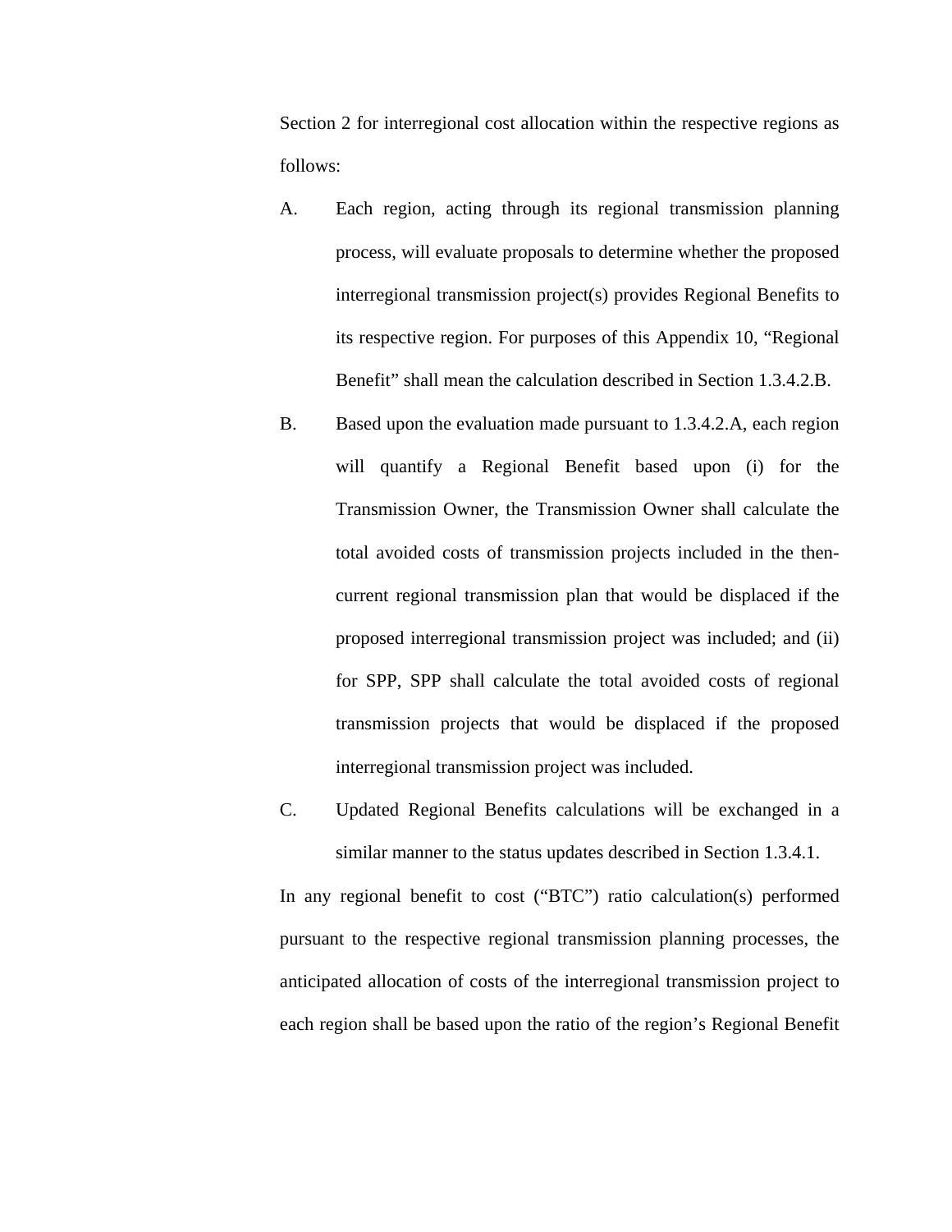Section 2 for interregional cost allocation within the respective regions as follows:

A. Each region, acting through its regional transmission planning process, will evaluate proposals to determine whether the proposed interregional transmission project(s) provides Regional Benefits to its respective region. For purposes of this Appendix 10, "Regional Benefit" shall mean the calculation described in Section 1.3.4.2.B.

B. Based upon the evaluation made pursuant to 1.3.4.2.A, each region will quantify a Regional Benefit based upon (i) for the Transmission Owner, the Transmission Owner shall calculate the total avoided costs of transmission projects included in the then-current regional transmission plan that would be displaced if the proposed interregional transmission project was included; and (ii) for SPP, SPP shall calculate the total avoided costs of regional transmission projects that would be displaced if the proposed interregional transmission project was included.

C. Updated Regional Benefits calculations will be exchanged in a similar manner to the status updates described in Section 1.3.4.1.

In any regional benefit to cost ("BTC") ratio calculation(s) performed pursuant to the respective regional transmission planning processes, the anticipated allocation of costs of the interregional transmission project to each region shall be based upon the ratio of the region's Regional Benefit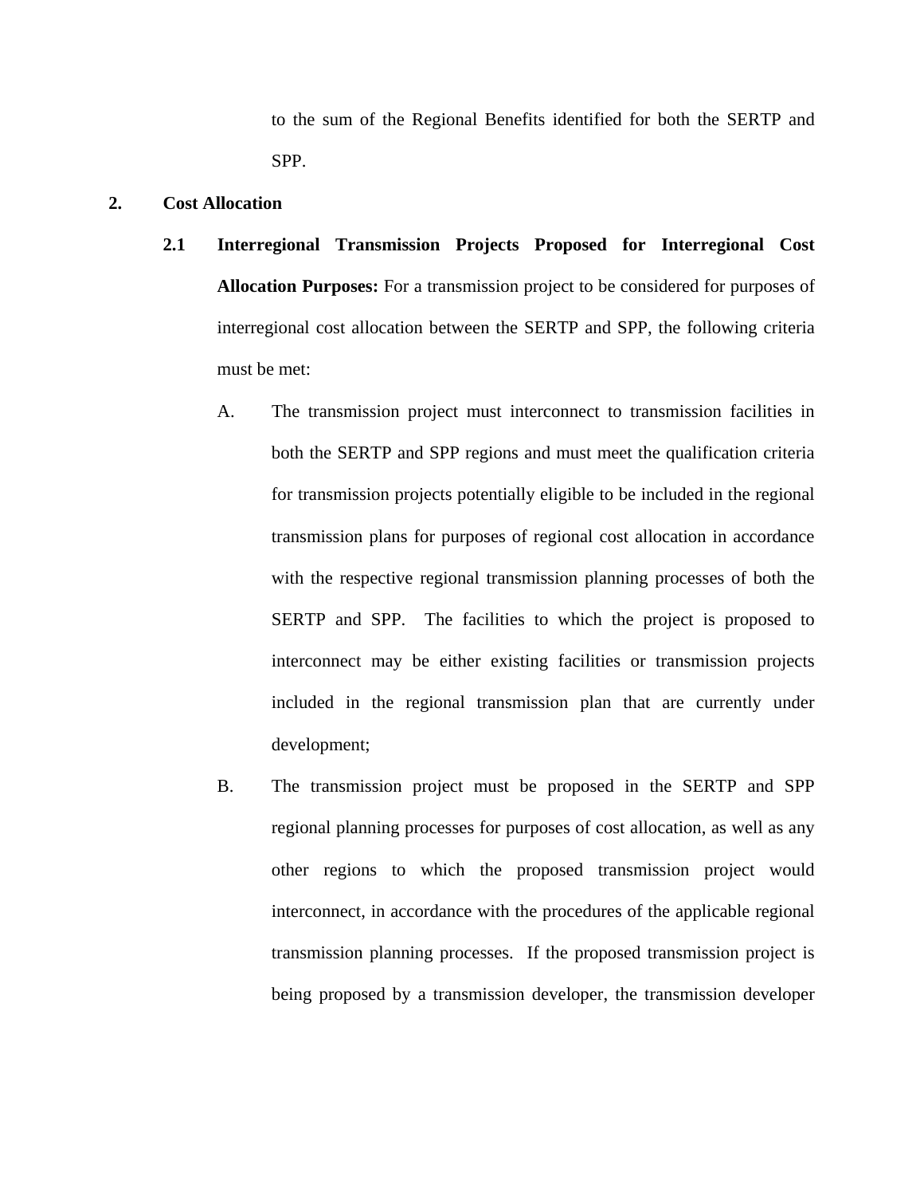to the sum of the Regional Benefits identified for both the SERTP and SPP.

## 2. Cost Allocation

### 2.1 Interregional Transmission Projects Proposed for Interregional Cost Allocation Purposes:

For a transmission project to be considered for purposes of interregional cost allocation between the SERTP and SPP, the following criteria must be met:

A. The transmission project must interconnect to transmission facilities in both the SERTP and SPP regions and must meet the qualification criteria for transmission projects potentially eligible to be included in the regional transmission plans for purposes of regional cost allocation in accordance with the respective regional transmission planning processes of both the SERTP and SPP. The facilities to which the project is proposed to interconnect may be either existing facilities or transmission projects included in the regional transmission plan that are currently under development;

B. The transmission project must be proposed in the SERTP and SPP regional planning processes for purposes of cost allocation, as well as any other regions to which the proposed transmission project would interconnect, in accordance with the procedures of the applicable regional transmission planning processes. If the proposed transmission project is being proposed by a transmission developer, the transmission developer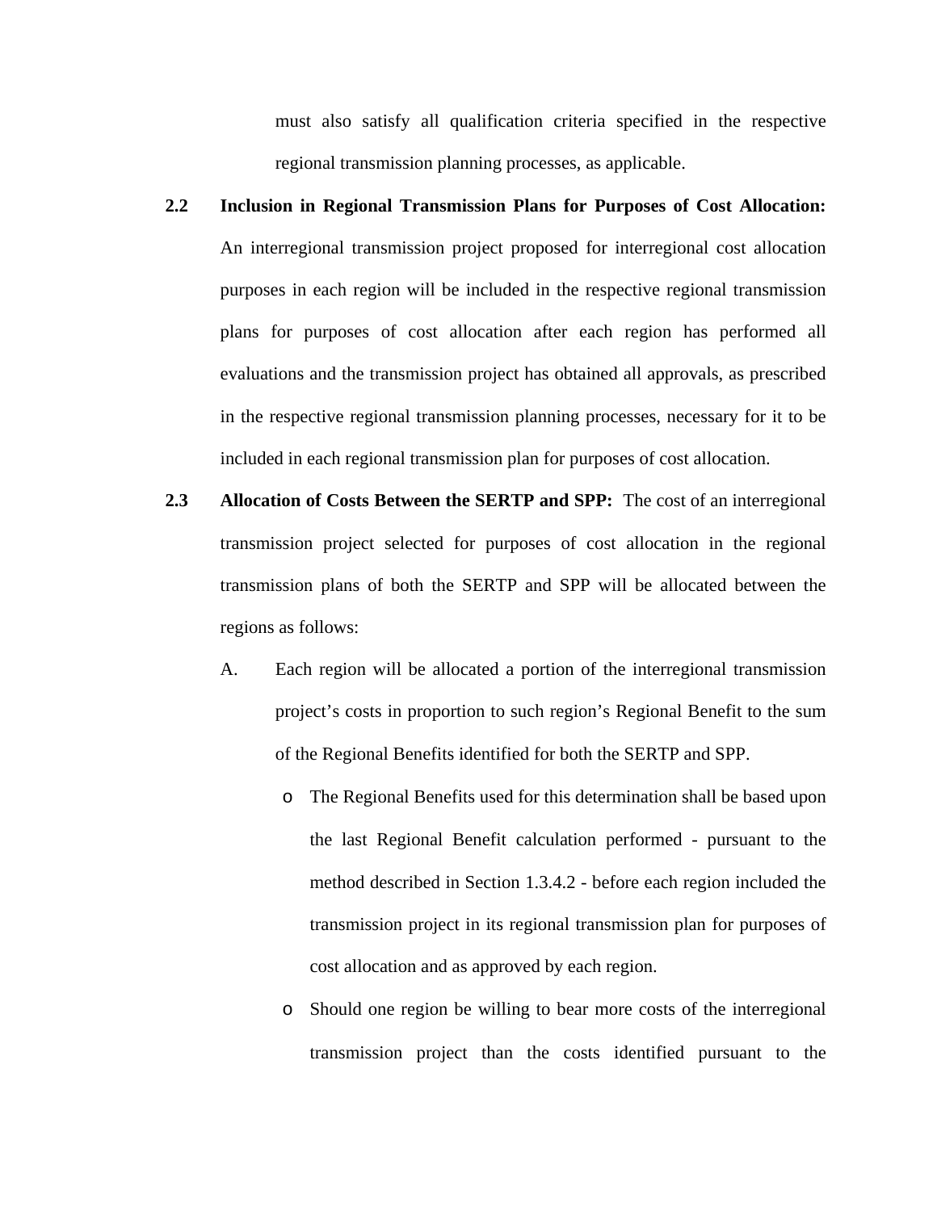must also satisfy all qualification criteria specified in the respective regional transmission planning processes, as applicable.

**2.2 Inclusion in Regional Transmission Plans for Purposes of Cost Allocation:** An interregional transmission project proposed for interregional cost allocation purposes in each region will be included in the respective regional transmission plans for purposes of cost allocation after each region has performed all evaluations and the transmission project has obtained all approvals, as prescribed in the respective regional transmission planning processes, necessary for it to be included in each regional transmission plan for purposes of cost allocation.

**2.3 Allocation of Costs Between the SERTP and SPP:** The cost of an interregional transmission project selected for purposes of cost allocation in the regional transmission plans of both the SERTP and SPP will be allocated between the regions as follows:

A. Each region will be allocated a portion of the interregional transmission project's costs in proportion to such region's Regional Benefit to the sum of the Regional Benefits identified for both the SERTP and SPP.

- The Regional Benefits used for this determination shall be based upon the last Regional Benefit calculation performed - pursuant to the method described in Section 1.3.4.2 - before each region included the transmission project in its regional transmission plan for purposes of cost allocation and as approved by each region.
- Should one region be willing to bear more costs of the interregional transmission project than the costs identified pursuant to the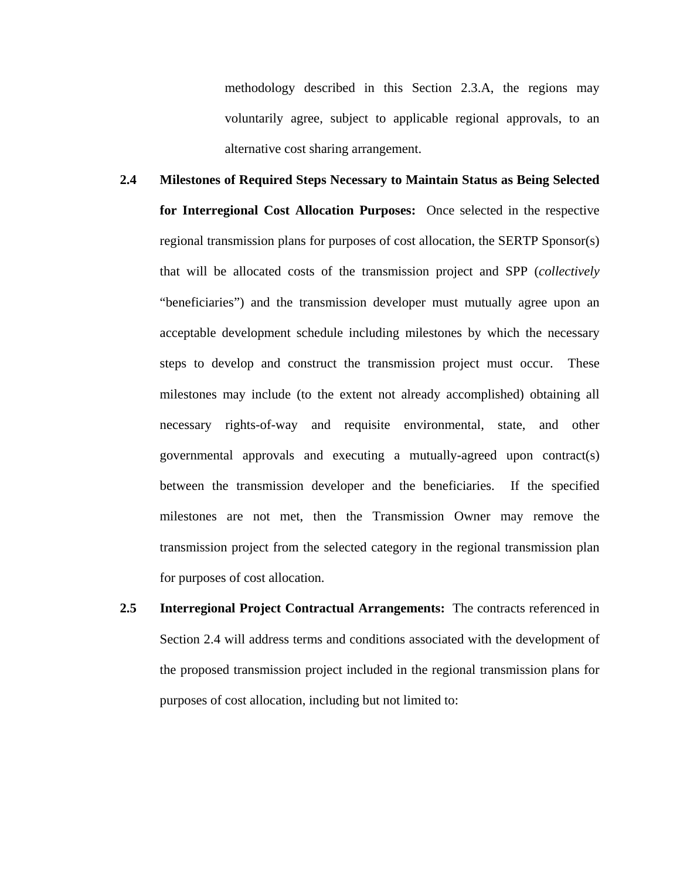methodology described in this Section 2.3.A, the regions may voluntarily agree, subject to applicable regional approvals, to an alternative cost sharing arrangement.

**2.4 Milestones of Required Steps Necessary to Maintain Status as Being Selected for Interregional Cost Allocation Purposes:** Once selected in the respective regional transmission plans for purposes of cost allocation, the SERTP Sponsor(s) that will be allocated costs of the transmission project and SPP (*collectively* "beneficiaries") and the transmission developer must mutually agree upon an acceptable development schedule including milestones by which the necessary steps to develop and construct the transmission project must occur. These milestones may include (to the extent not already accomplished) obtaining all necessary rights-of-way and requisite environmental, state, and other governmental approvals and executing a mutually-agreed upon contract(s) between the transmission developer and the beneficiaries. If the specified milestones are not met, then the Transmission Owner may remove the transmission project from the selected category in the regional transmission plan for purposes of cost allocation.

**2.5 Interregional Project Contractual Arrangements:** The contracts referenced in Section 2.4 will address terms and conditions associated with the development of the proposed transmission project included in the regional transmission plans for purposes of cost allocation, including but not limited to: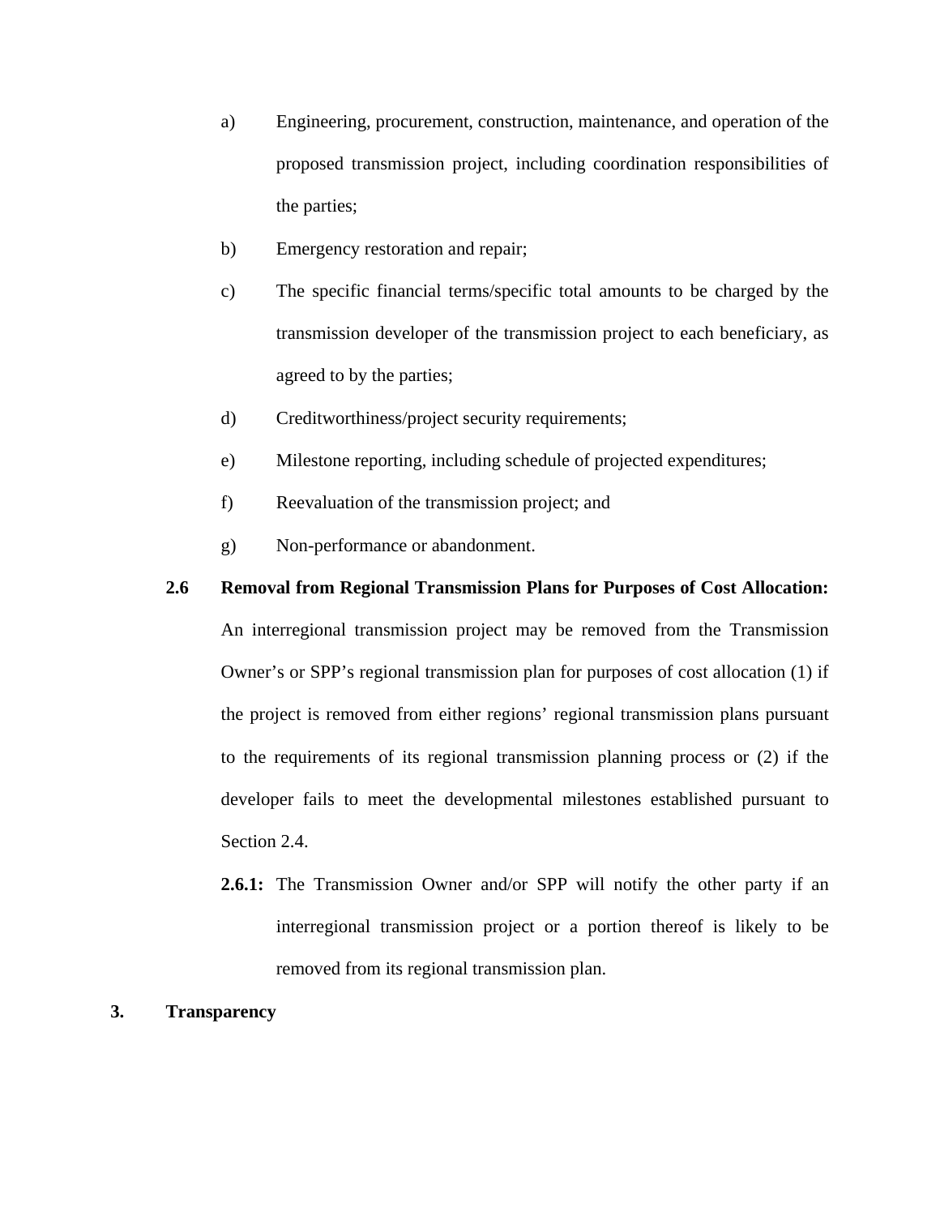a) Engineering, procurement, construction, maintenance, and operation of the proposed transmission project, including coordination responsibilities of the parties;

b) Emergency restoration and repair;

c) The specific financial terms/specific total amounts to be charged by the transmission developer of the transmission project to each beneficiary, as agreed to by the parties;

d) Creditworthiness/project security requirements;

e) Milestone reporting, including schedule of projected expenditures;

f) Reevaluation of the transmission project; and

g) Non-performance or abandonment.

**2.6 Removal from Regional Transmission Plans for Purposes of Cost Allocation:** An interregional transmission project may be removed from the Transmission Owner's or SPP's regional transmission plan for purposes of cost allocation (1) if the project is removed from either regions' regional transmission plans pursuant to the requirements of its regional transmission planning process or (2) if the developer fails to meet the developmental milestones established pursuant to Section 2.4.

**2.6.1:** The Transmission Owner and/or SPP will notify the other party if an interregional transmission project or a portion thereof is likely to be removed from its regional transmission plan.

**3. Transparency**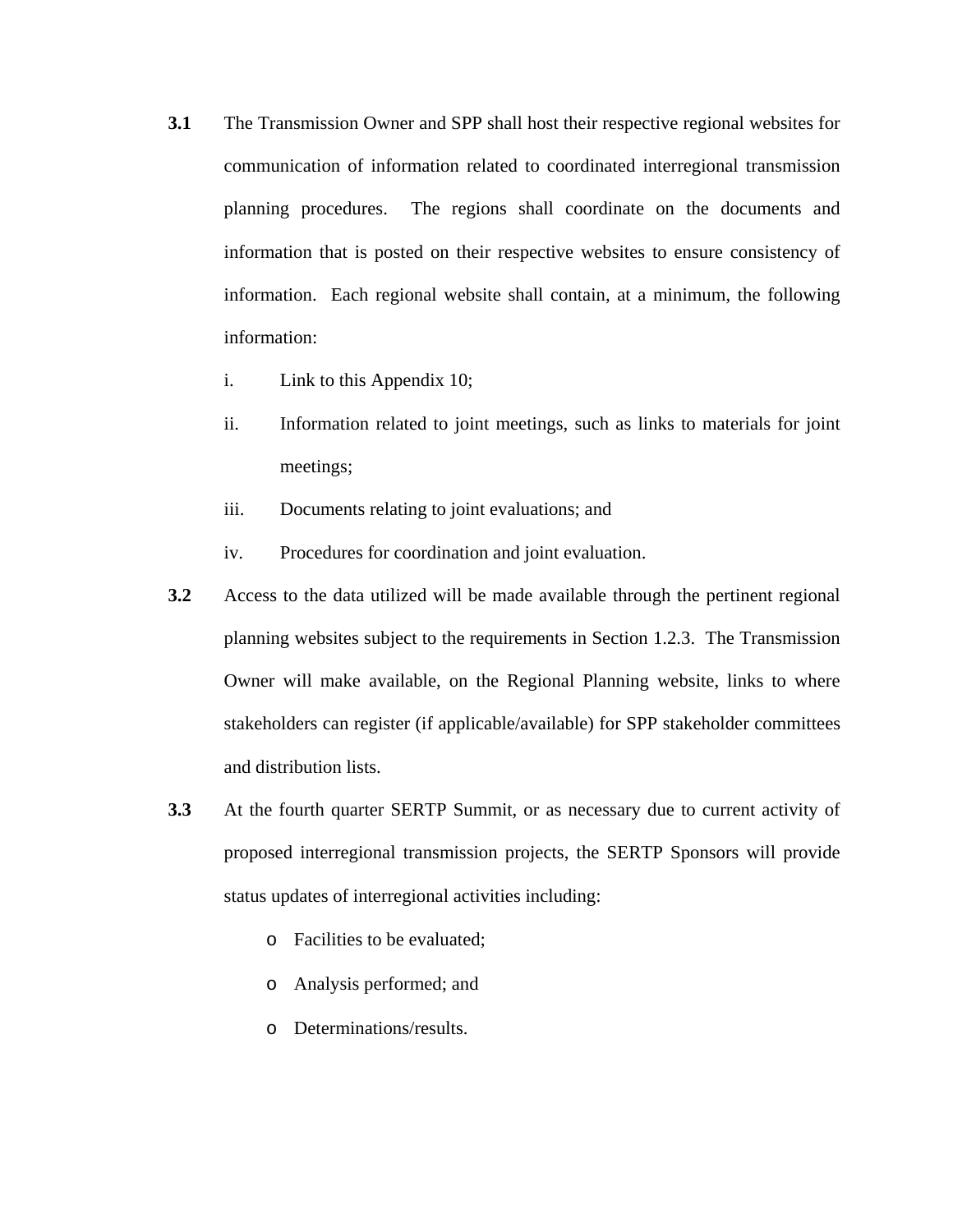**3.1** The Transmission Owner and SPP shall host their respective regional websites for communication of information related to coordinated interregional transmission planning procedures. The regions shall coordinate on the documents and information that is posted on their respective websites to ensure consistency of information. Each regional website shall contain, at a minimum, the following information:

i. Link to this Appendix 10;

ii. Information related to joint meetings, such as links to materials for joint meetings;

iii. Documents relating to joint evaluations; and

iv. Procedures for coordination and joint evaluation.

**3.2** Access to the data utilized will be made available through the pertinent regional planning websites subject to the requirements in Section 1.2.3. The Transmission Owner will make available, on the Regional Planning website, links to where stakeholders can register (if applicable/available) for SPP stakeholder committees and distribution lists.

**3.3** At the fourth quarter SERTP Summit, or as necessary due to current activity of proposed interregional transmission projects, the SERTP Sponsors will provide status updates of interregional activities including:

- Facilities to be evaluated;
- Analysis performed; and
- Determinations/results.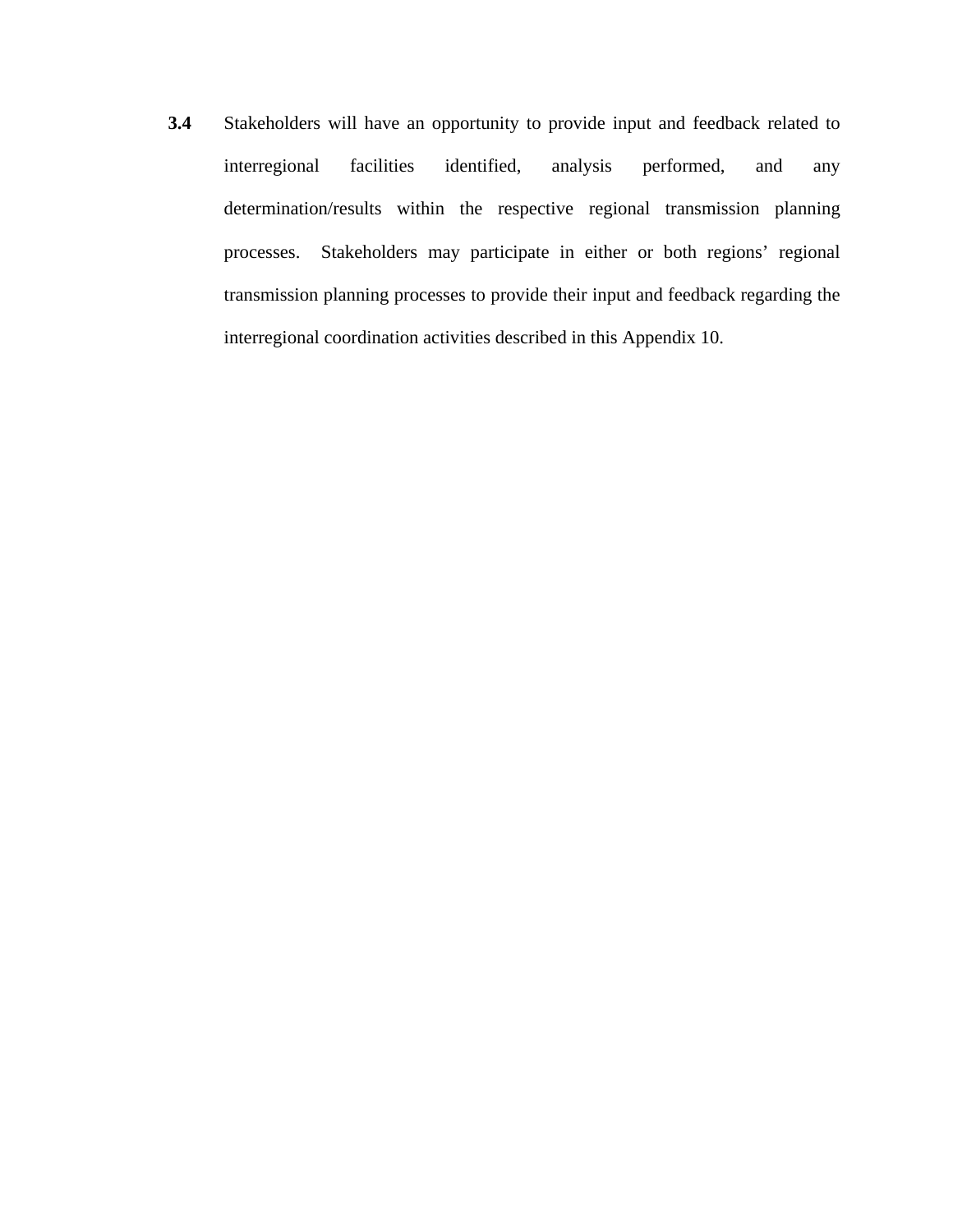**3.4** Stakeholders will have an opportunity to provide input and feedback related to interregional facilities identified, analysis performed, and any determination/results within the respective regional transmission planning processes. Stakeholders may participate in either or both regions' regional transmission planning processes to provide their input and feedback regarding the interregional coordination activities described in this Appendix 10.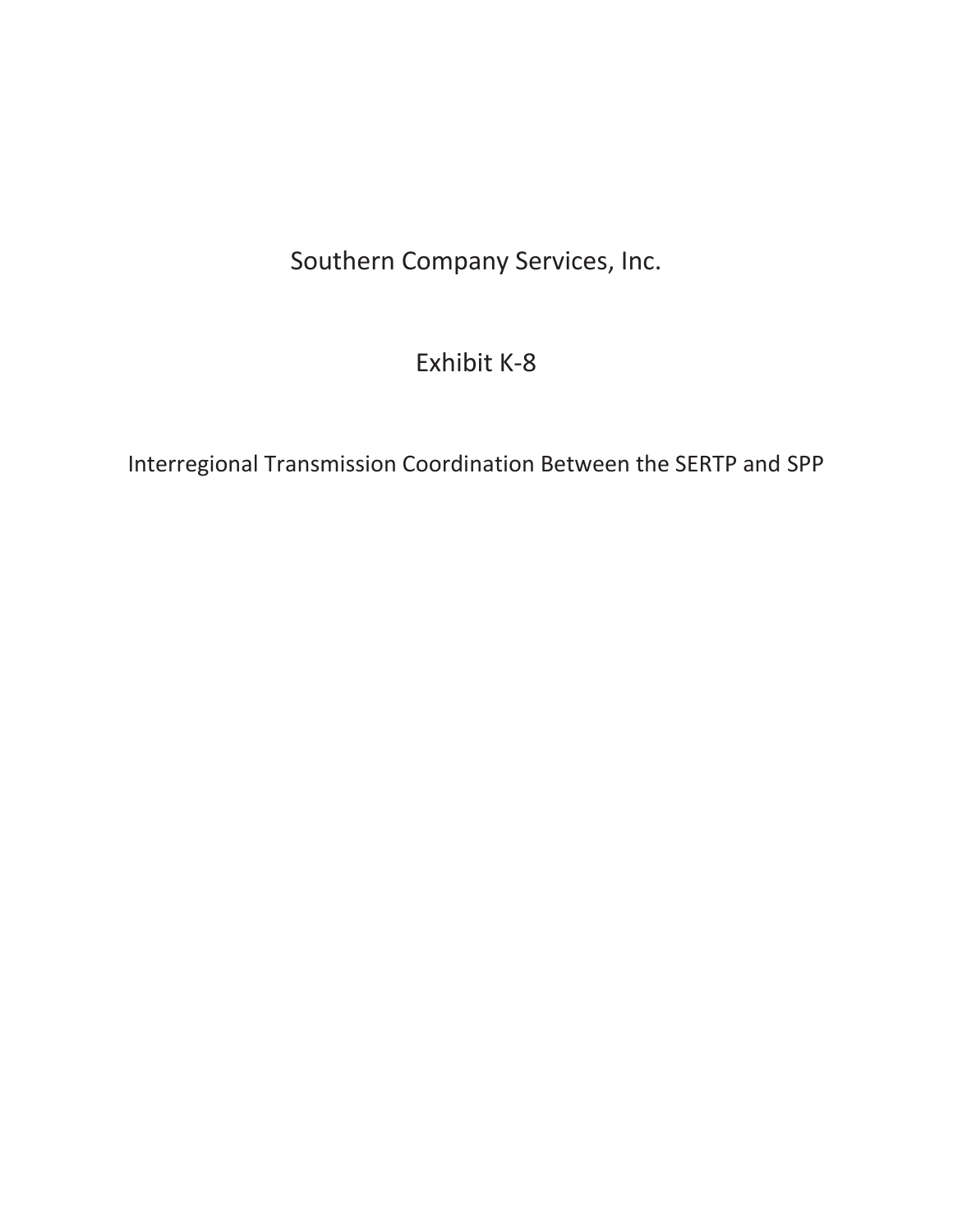# Southern Company Services, Inc.

## Exhibit K-8

### Interregional Transmission Coordination Between the SERTP and SPP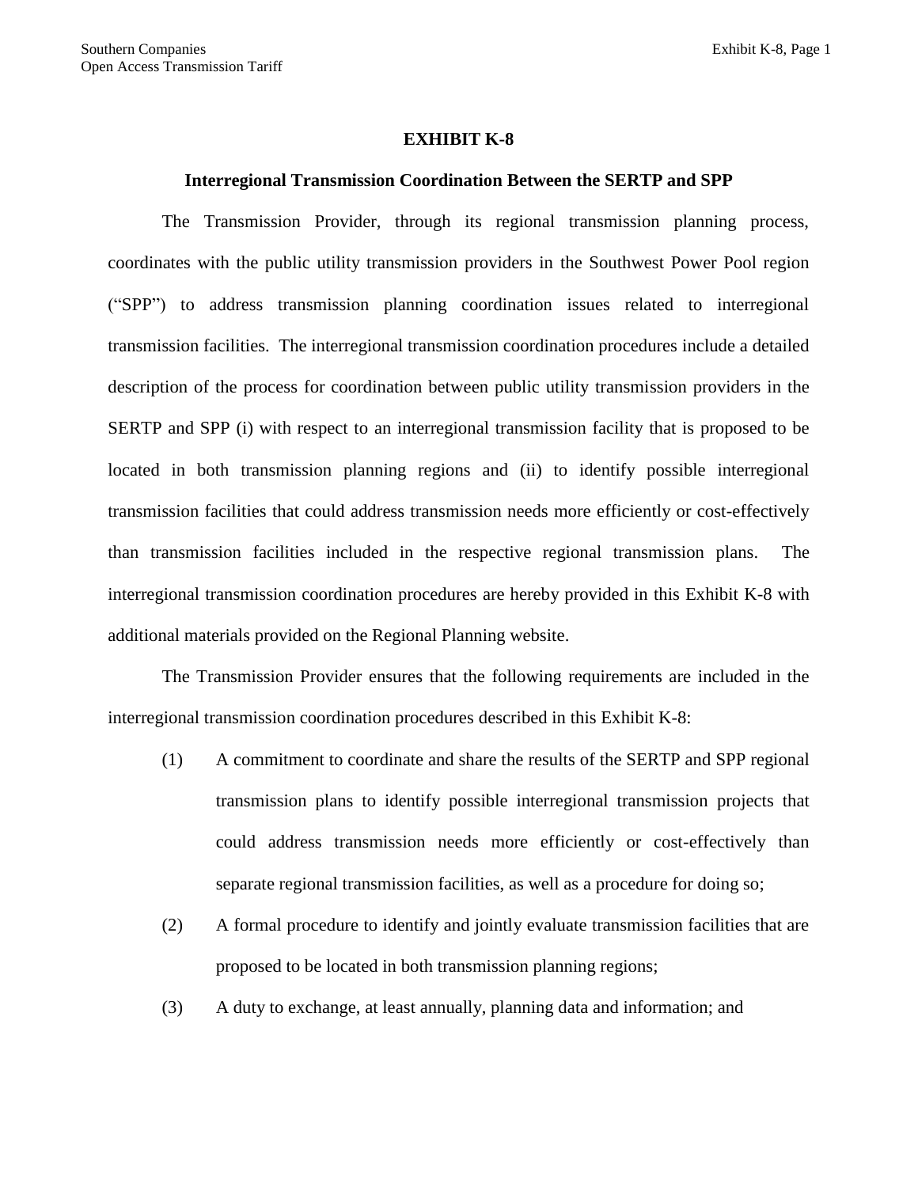# EXHIBIT K-8

## Interregional Transmission Coordination Between the SERTP and SPP

The Transmission Provider, through its regional transmission planning process, coordinates with the public utility transmission providers in the Southwest Power Pool region ("SPP") to address transmission planning coordination issues related to interregional transmission facilities. The interregional transmission coordination procedures include a detailed description of the process for coordination between public utility transmission providers in the SERTP and SPP (i) with respect to an interregional transmission facility that is proposed to be located in both transmission planning regions and (ii) to identify possible interregional transmission facilities that could address transmission needs more efficiently or cost-effectively than transmission facilities included in the respective regional transmission plans. The interregional transmission coordination procedures are hereby provided in this Exhibit K-8 with additional materials provided on the Regional Planning website.

The Transmission Provider ensures that the following requirements are included in the interregional transmission coordination procedures described in this Exhibit K-8:

(1) A commitment to coordinate and share the results of the SERTP and SPP regional transmission plans to identify possible interregional transmission projects that could address transmission needs more efficiently or cost-effectively than separate regional transmission facilities, as well as a procedure for doing so;

(2) A formal procedure to identify and jointly evaluate transmission facilities that are proposed to be located in both transmission planning regions;

(3) A duty to exchange, at least annually, planning data and information; and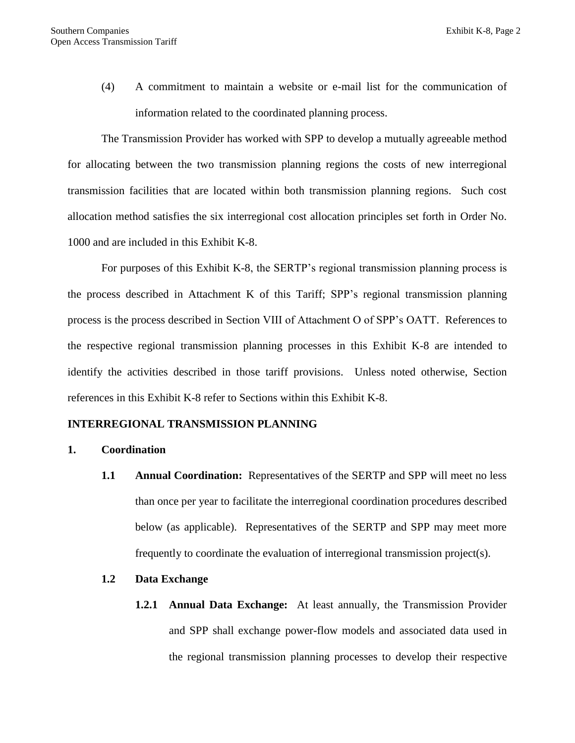(4) A commitment to maintain a website or e-mail list for the communication of information related to the coordinated planning process.

The Transmission Provider has worked with SPP to develop a mutually agreeable method for allocating between the two transmission planning regions the costs of new interregional transmission facilities that are located within both transmission planning regions. Such cost allocation method satisfies the six interregional cost allocation principles set forth in Order No. 1000 and are included in this Exhibit K-8.

For purposes of this Exhibit K-8, the SERTP's regional transmission planning process is the process described in Attachment K of this Tariff; SPP's regional transmission planning process is the process described in Section VIII of Attachment O of SPP's OATT. References to the respective regional transmission planning processes in this Exhibit K-8 are intended to identify the activities described in those tariff provisions. Unless noted otherwise, Section references in this Exhibit K-8 refer to Sections within this Exhibit K-8.

## INTERREGIONAL TRANSMISSION PLANNING

### 1. Coordination

**1.1 Annual Coordination:** Representatives of the SERTP and SPP will meet no less than once per year to facilitate the interregional coordination procedures described below (as applicable). Representatives of the SERTP and SPP may meet more frequently to coordinate the evaluation of interregional transmission project(s).

**1.2 Data Exchange**

**1.2.1 Annual Data Exchange:** At least annually, the Transmission Provider and SPP shall exchange power-flow models and associated data used in the regional transmission planning processes to develop their respective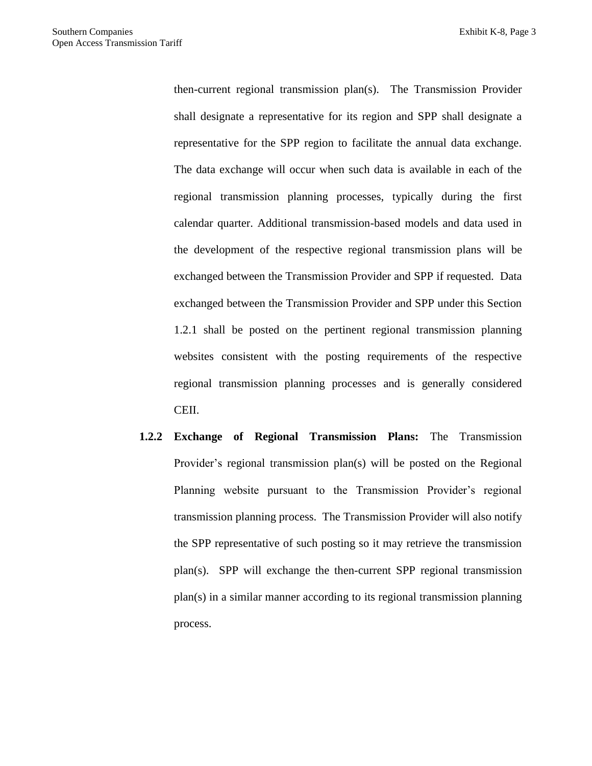then-current regional transmission plan(s). The Transmission Provider shall designate a representative for its region and SPP shall designate a representative for the SPP region to facilitate the annual data exchange. The data exchange will occur when such data is available in each of the regional transmission planning processes, typically during the first calendar quarter. Additional transmission-based models and data used in the development of the respective regional transmission plans will be exchanged between the Transmission Provider and SPP if requested. Data exchanged between the Transmission Provider and SPP under this Section 1.2.1 shall be posted on the pertinent regional transmission planning websites consistent with the posting requirements of the respective regional transmission planning processes and is generally considered CEII.

**1.2.2 Exchange of Regional Transmission Plans:** The Transmission Provider's regional transmission plan(s) will be posted on the Regional Planning website pursuant to the Transmission Provider's regional transmission planning process. The Transmission Provider will also notify the SPP representative of such posting so it may retrieve the transmission plan(s). SPP will exchange the then-current SPP regional transmission plan(s) in a similar manner according to its regional transmission planning process.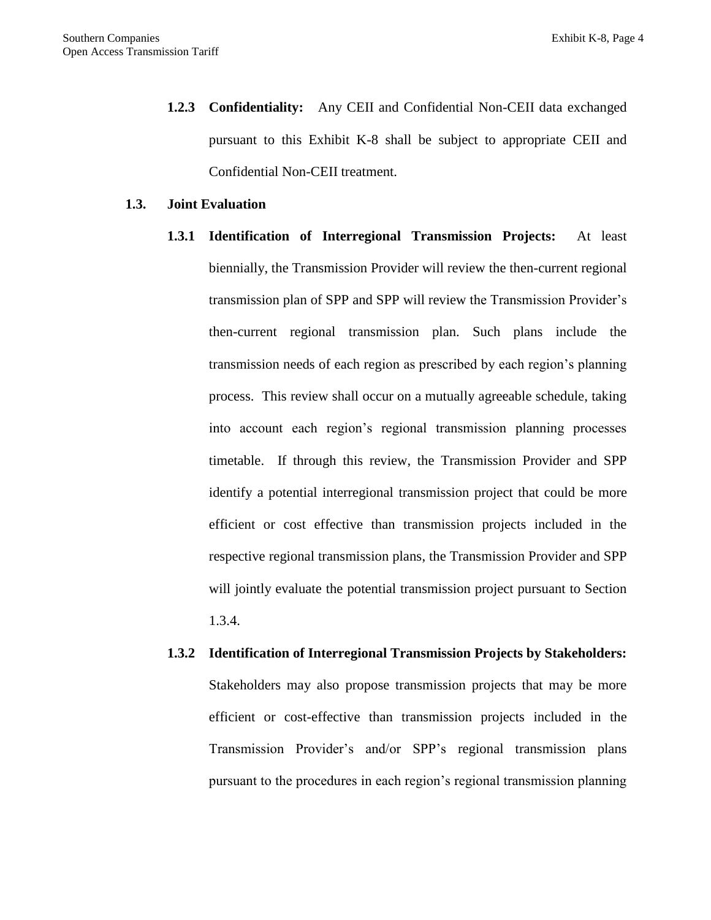**1.2.3 Confidentiality:** Any CEII and Confidential Non-CEII data exchanged pursuant to this Exhibit K-8 shall be subject to appropriate CEII and Confidential Non-CEII treatment.

### 1.3. Joint Evaluation

**1.3.1 Identification of Interregional Transmission Projects:** At least biennially, the Transmission Provider will review the then-current regional transmission plan of SPP and SPP will review the Transmission Provider's then-current regional transmission plan. Such plans include the transmission needs of each region as prescribed by each region's planning process. This review shall occur on a mutually agreeable schedule, taking into account each region's regional transmission planning processes timetable. If through this review, the Transmission Provider and SPP identify a potential interregional transmission project that could be more efficient or cost effective than transmission projects included in the respective regional transmission plans, the Transmission Provider and SPP will jointly evaluate the potential transmission project pursuant to Section 1.3.4.

**1.3.2 Identification of Interregional Transmission Projects by Stakeholders:** Stakeholders may also propose transmission projects that may be more efficient or cost-effective than transmission projects included in the Transmission Provider's and/or SPP's regional transmission plans pursuant to the procedures in each region's regional transmission planning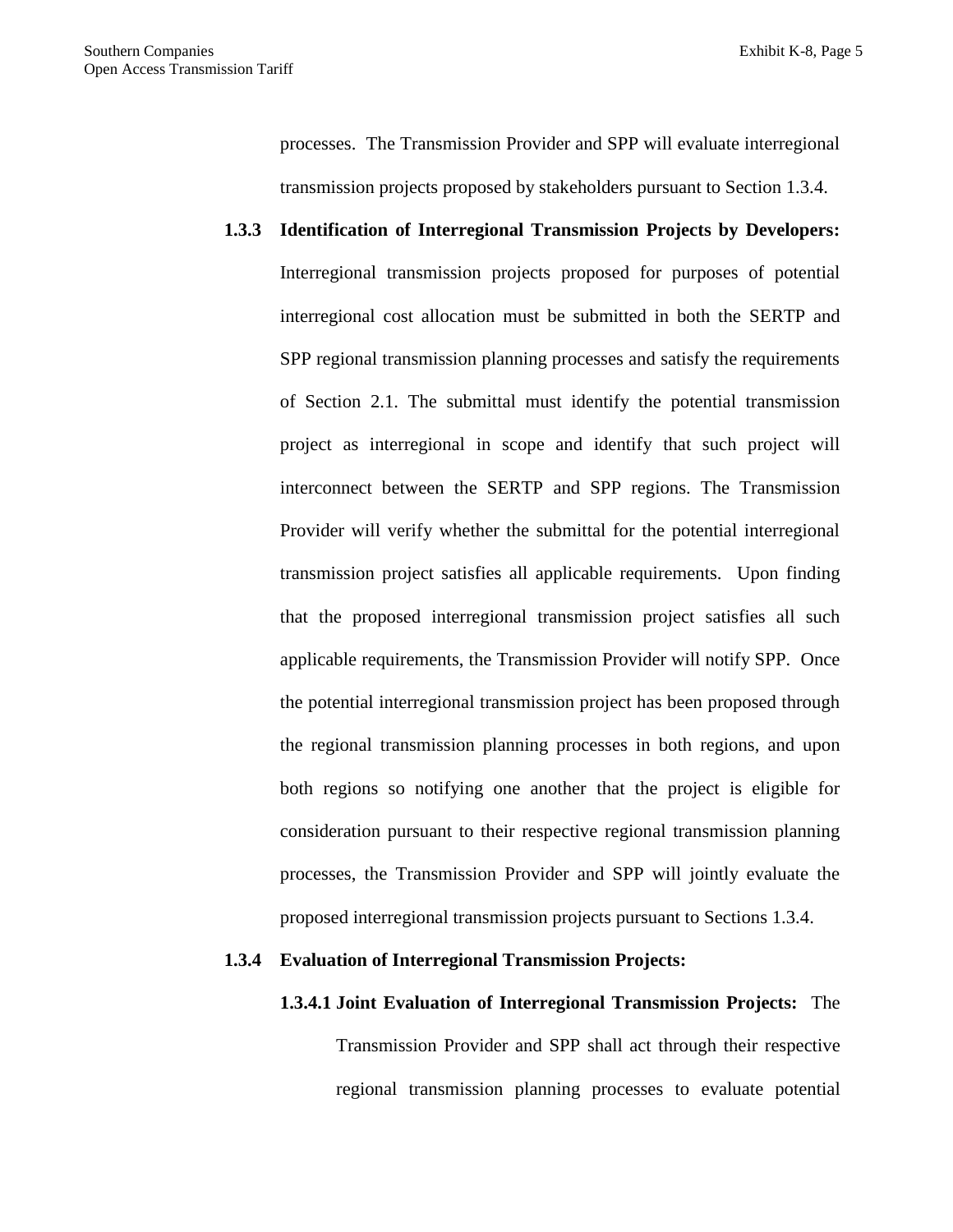processes. The Transmission Provider and SPP will evaluate interregional transmission projects proposed by stakeholders pursuant to Section 1.3.4.

**1.3.3 Identification of Interregional Transmission Projects by Developers:** Interregional transmission projects proposed for purposes of potential interregional cost allocation must be submitted in both the SERTP and SPP regional transmission planning processes and satisfy the requirements of Section 2.1. The submittal must identify the potential transmission project as interregional in scope and identify that such project will interconnect between the SERTP and SPP regions. The Transmission Provider will verify whether the submittal for the potential interregional transmission project satisfies all applicable requirements. Upon finding that the proposed interregional transmission project satisfies all such applicable requirements, the Transmission Provider will notify SPP. Once the potential interregional transmission project has been proposed through the regional transmission planning processes in both regions, and upon both regions so notifying one another that the project is eligible for consideration pursuant to their respective regional transmission planning processes, the Transmission Provider and SPP will jointly evaluate the proposed interregional transmission projects pursuant to Sections 1.3.4.

**1.3.4 Evaluation of Interregional Transmission Projects:**

**1.3.4.1 Joint Evaluation of Interregional Transmission Projects:** The Transmission Provider and SPP shall act through their respective regional transmission planning processes to evaluate potential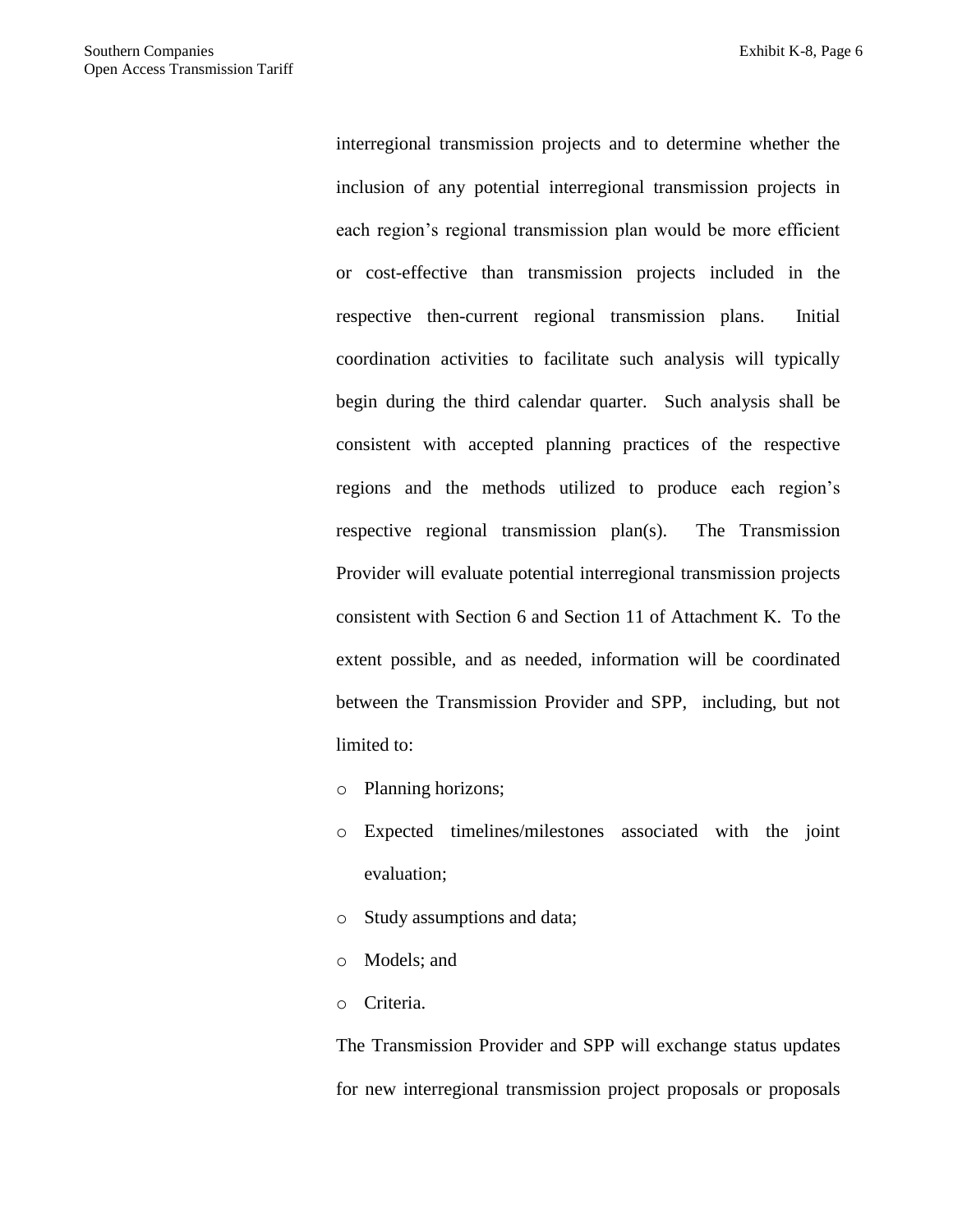interregional transmission projects and to determine whether the inclusion of any potential interregional transmission projects in each region's regional transmission plan would be more efficient or cost-effective than transmission projects included in the respective then-current regional transmission plans. Initial coordination activities to facilitate such analysis will typically begin during the third calendar quarter. Such analysis shall be consistent with accepted planning practices of the respective regions and the methods utilized to produce each region's respective regional transmission plan(s). The Transmission Provider will evaluate potential interregional transmission projects consistent with Section 6 and Section 11 of Attachment K. To the extent possible, and as needed, information will be coordinated between the Transmission Provider and SPP, including, but not limited to:

- Planning horizons;
- Expected timelines/milestones associated with the joint evaluation;
- Study assumptions and data;
- Models; and
- Criteria.

The Transmission Provider and SPP will exchange status updates for new interregional transmission project proposals or proposals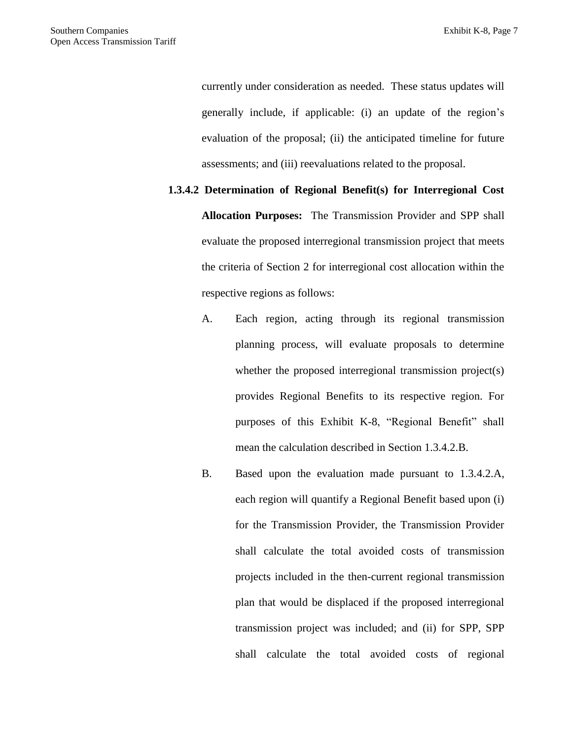currently under consideration as needed. These status updates will generally include, if applicable: (i) an update of the region's evaluation of the proposal; (ii) the anticipated timeline for future assessments; and (iii) reevaluations related to the proposal.

**1.3.4.2 Determination of Regional Benefit(s) for Interregional Cost Allocation Purposes:** The Transmission Provider and SPP shall evaluate the proposed interregional transmission project that meets the criteria of Section 2 for interregional cost allocation within the respective regions as follows:

A. Each region, acting through its regional transmission planning process, will evaluate proposals to determine whether the proposed interregional transmission project(s) provides Regional Benefits to its respective region. For purposes of this Exhibit K-8, "Regional Benefit" shall mean the calculation described in Section 1.3.4.2.B.

B. Based upon the evaluation made pursuant to 1.3.4.2.A, each region will quantify a Regional Benefit based upon (i) for the Transmission Provider, the Transmission Provider shall calculate the total avoided costs of transmission projects included in the then-current regional transmission plan that would be displaced if the proposed interregional transmission project was included; and (ii) for SPP, SPP shall calculate the total avoided costs of regional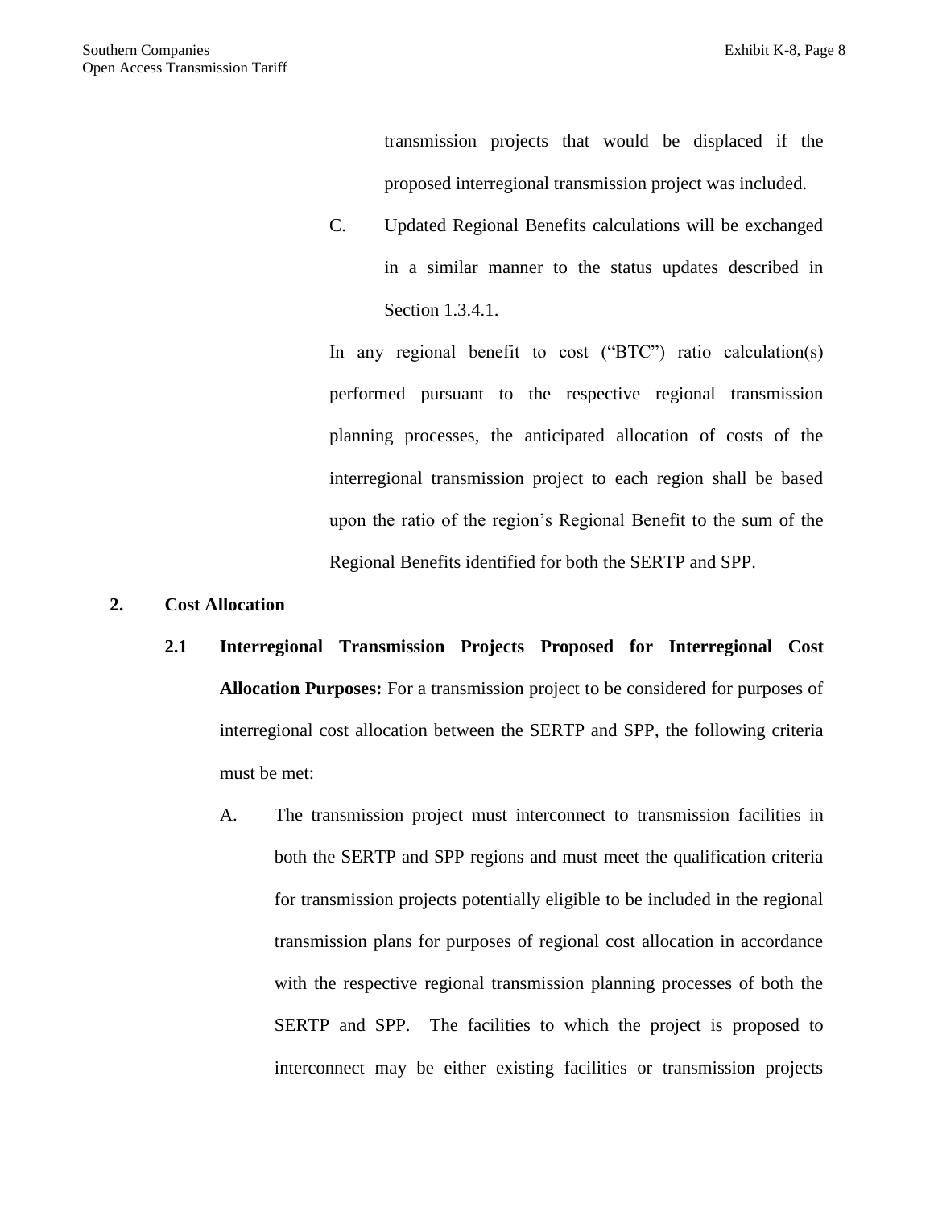transmission projects that would be displaced if the proposed interregional transmission project was included.

C. Updated Regional Benefits calculations will be exchanged in a similar manner to the status updates described in Section 1.3.4.1.

In any regional benefit to cost ("BTC") ratio calculation(s) performed pursuant to the respective regional transmission planning processes, the anticipated allocation of costs of the interregional transmission project to each region shall be based upon the ratio of the region's Regional Benefit to the sum of the Regional Benefits identified for both the SERTP and SPP.

## 2. Cost Allocation

**2.1 Interregional Transmission Projects Proposed for Interregional Cost Allocation Purposes:** For a transmission project to be considered for purposes of interregional cost allocation between the SERTP and SPP, the following criteria must be met:

A. The transmission project must interconnect to transmission facilities in both the SERTP and SPP regions and must meet the qualification criteria for transmission projects potentially eligible to be included in the regional transmission plans for purposes of regional cost allocation in accordance with the respective regional transmission planning processes of both the SERTP and SPP. The facilities to which the project is proposed to interconnect may be either existing facilities or transmission projects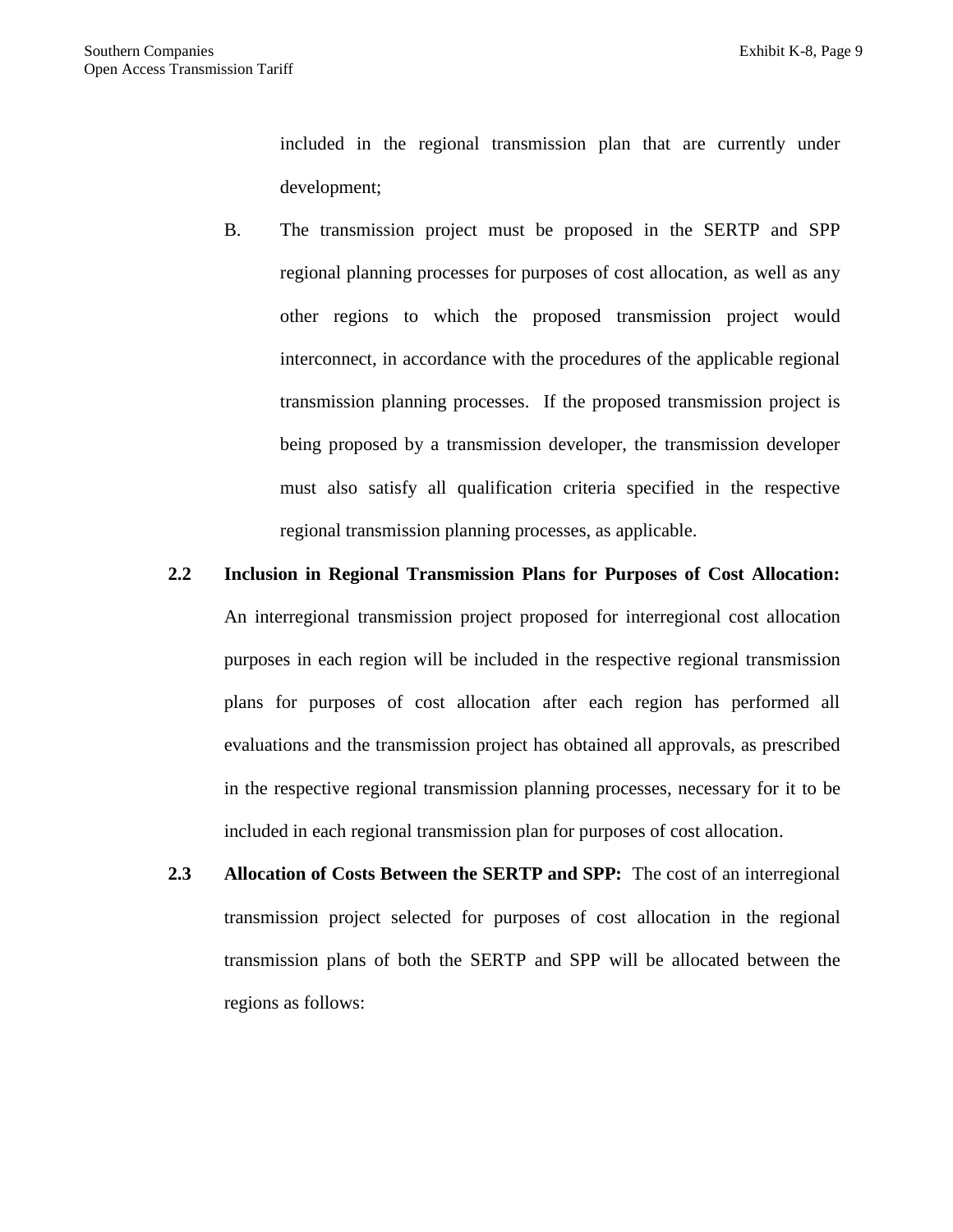included in the regional transmission plan that are currently under development;

B. The transmission project must be proposed in the SERTP and SPP regional planning processes for purposes of cost allocation, as well as any other regions to which the proposed transmission project would interconnect, in accordance with the procedures of the applicable regional transmission planning processes. If the proposed transmission project is being proposed by a transmission developer, the transmission developer must also satisfy all qualification criteria specified in the respective regional transmission planning processes, as applicable.

**2.2 Inclusion in Regional Transmission Plans for Purposes of Cost Allocation:** An interregional transmission project proposed for interregional cost allocation purposes in each region will be included in the respective regional transmission plans for purposes of cost allocation after each region has performed all evaluations and the transmission project has obtained all approvals, as prescribed in the respective regional transmission planning processes, necessary for it to be included in each regional transmission plan for purposes of cost allocation.

**2.3 Allocation of Costs Between the SERTP and SPP:** The cost of an interregional transmission project selected for purposes of cost allocation in the regional transmission plans of both the SERTP and SPP will be allocated between the regions as follows: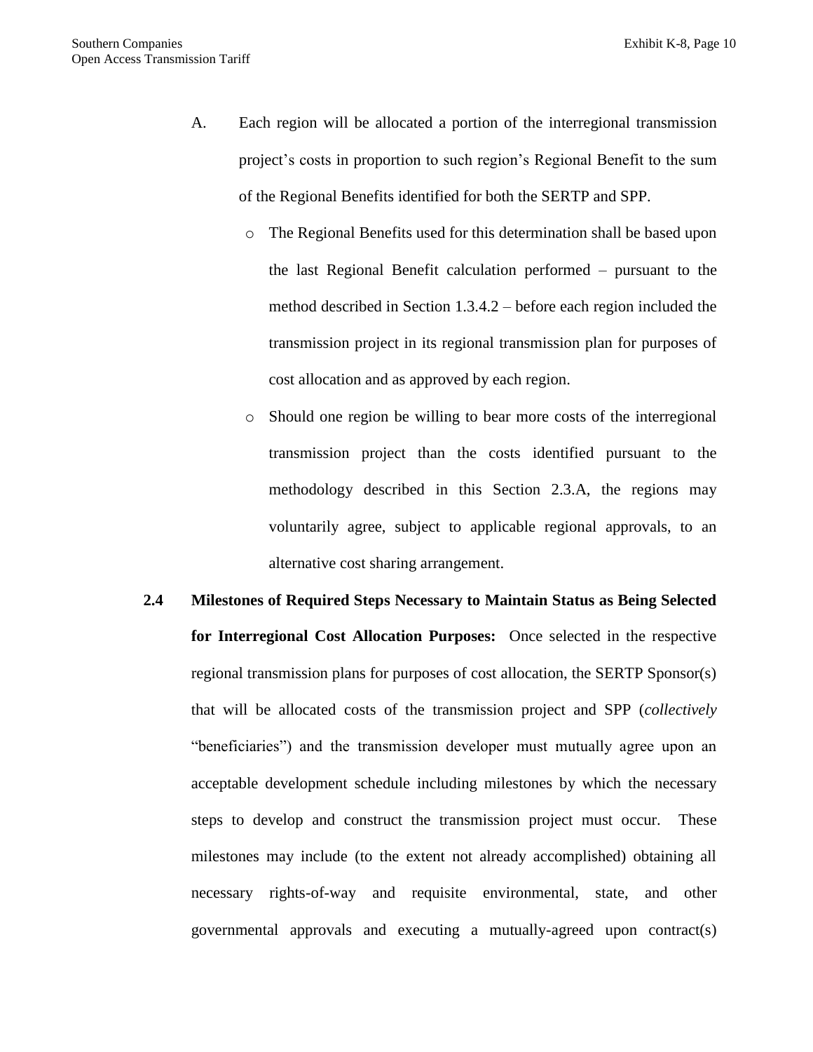A. Each region will be allocated a portion of the interregional transmission project's costs in proportion to such region's Regional Benefit to the sum of the Regional Benefits identified for both the SERTP and SPP.

   - The Regional Benefits used for this determination shall be based upon the last Regional Benefit calculation performed – pursuant to the method described in Section 1.3.4.2 – before each region included the transmission project in its regional transmission plan for purposes of cost allocation and as approved by each region.
   - Should one region be willing to bear more costs of the interregional transmission project than the costs identified pursuant to the methodology described in this Section 2.3.A, the regions may voluntarily agree, subject to applicable regional approvals, to an alternative cost sharing arrangement.

**2.4 Milestones of Required Steps Necessary to Maintain Status as Being Selected for Interregional Cost Allocation Purposes:** Once selected in the respective regional transmission plans for purposes of cost allocation, the SERTP Sponsor(s) that will be allocated costs of the transmission project and SPP (*collectively* "beneficiaries") and the transmission developer must mutually agree upon an acceptable development schedule including milestones by which the necessary steps to develop and construct the transmission project must occur. These milestones may include (to the extent not already accomplished) obtaining all necessary rights-of-way and requisite environmental, state, and other governmental approvals and executing a mutually-agreed upon contract(s)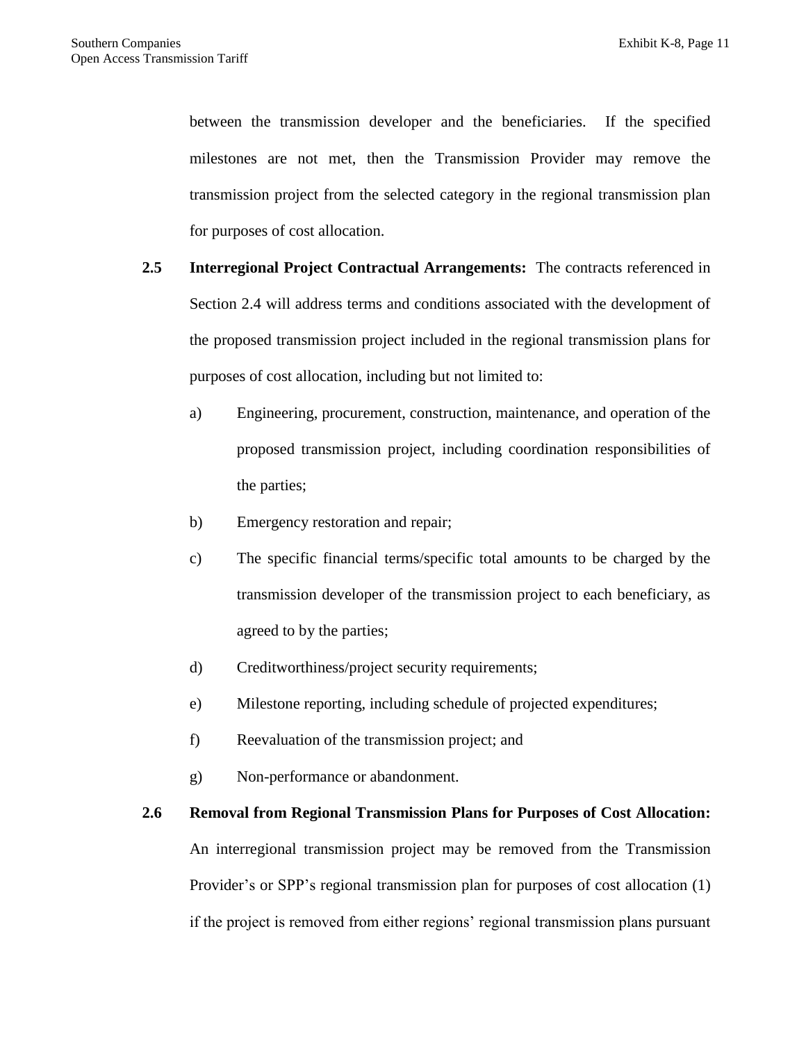between the transmission developer and the beneficiaries. If the specified milestones are not met, then the Transmission Provider may remove the transmission project from the selected category in the regional transmission plan for purposes of cost allocation.

**2.5 Interregional Project Contractual Arrangements:** The contracts referenced in Section 2.4 will address terms and conditions associated with the development of the proposed transmission project included in the regional transmission plans for purposes of cost allocation, including but not limited to:

a) Engineering, procurement, construction, maintenance, and operation of the proposed transmission project, including coordination responsibilities of the parties;

b) Emergency restoration and repair;

c) The specific financial terms/specific total amounts to be charged by the transmission developer of the transmission project to each beneficiary, as agreed to by the parties;

d) Creditworthiness/project security requirements;

e) Milestone reporting, including schedule of projected expenditures;

f) Reevaluation of the transmission project; and

g) Non-performance or abandonment.

**2.6 Removal from Regional Transmission Plans for Purposes of Cost Allocation:** An interregional transmission project may be removed from the Transmission Provider's or SPP's regional transmission plan for purposes of cost allocation (1) if the project is removed from either regions' regional transmission plans pursuant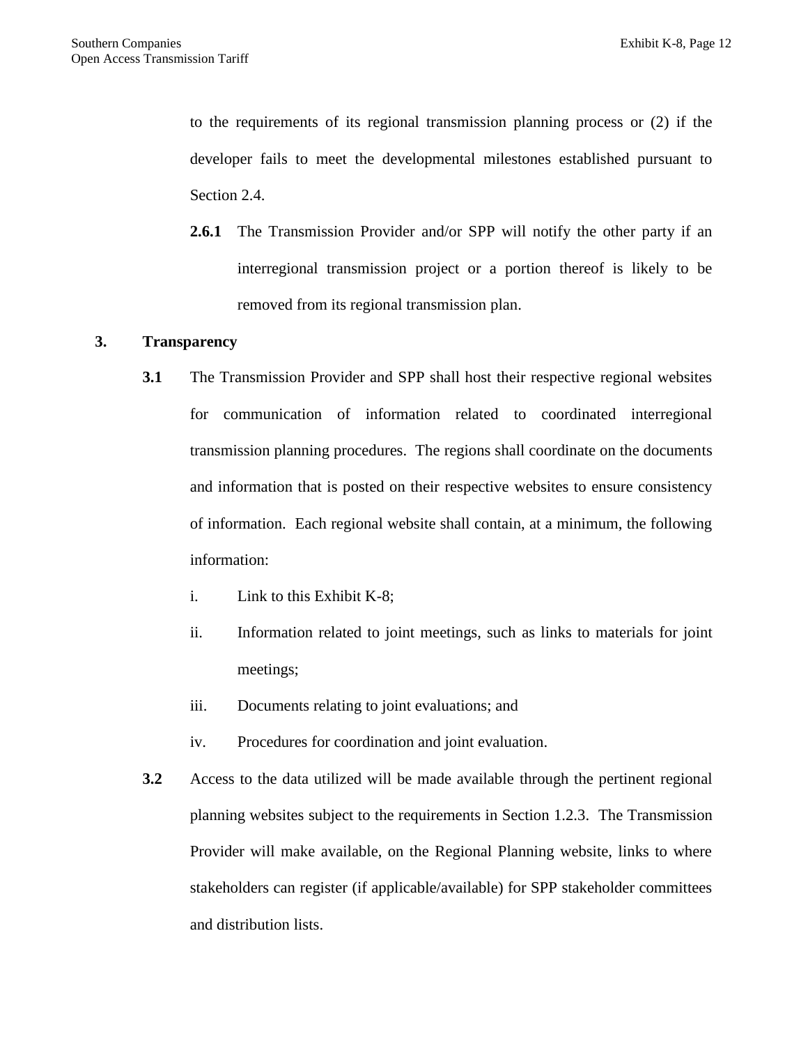to the requirements of its regional transmission planning process or (2) if the developer fails to meet the developmental milestones established pursuant to Section 2.4.

**2.6.1** The Transmission Provider and/or SPP will notify the other party if an interregional transmission project or a portion thereof is likely to be removed from its regional transmission plan.

## 3. Transparency

**3.1** The Transmission Provider and SPP shall host their respective regional websites for communication of information related to coordinated interregional transmission planning procedures. The regions shall coordinate on the documents and information that is posted on their respective websites to ensure consistency of information. Each regional website shall contain, at a minimum, the following information:

i. Link to this Exhibit K-8;

ii. Information related to joint meetings, such as links to materials for joint meetings;

iii. Documents relating to joint evaluations; and

iv. Procedures for coordination and joint evaluation.

**3.2** Access to the data utilized will be made available through the pertinent regional planning websites subject to the requirements in Section 1.2.3. The Transmission Provider will make available, on the Regional Planning website, links to where stakeholders can register (if applicable/available) for SPP stakeholder committees and distribution lists.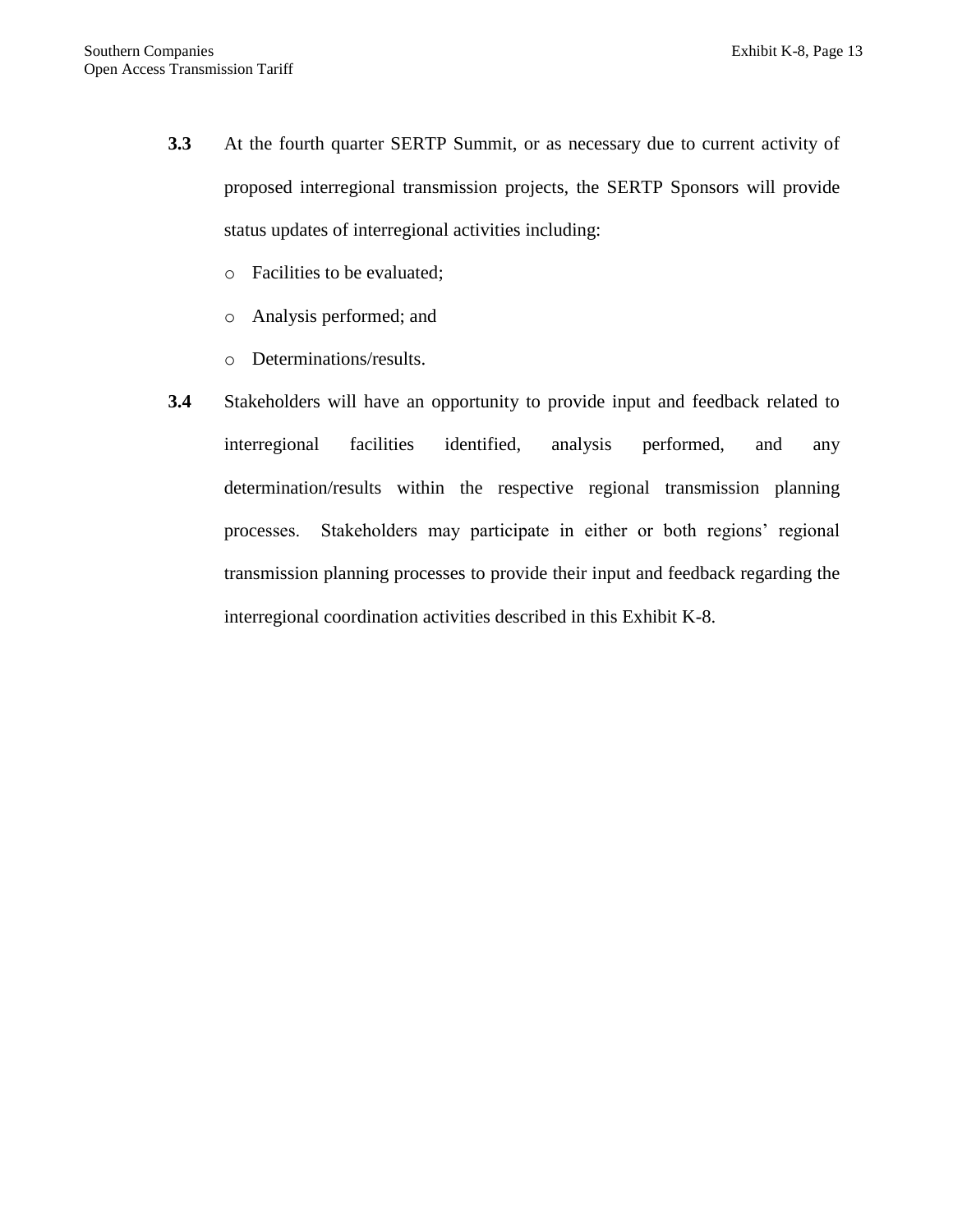**3.3** At the fourth quarter SERTP Summit, or as necessary due to current activity of proposed interregional transmission projects, the SERTP Sponsors will provide status updates of interregional activities including:

- Facilities to be evaluated;
- Analysis performed; and
- Determinations/results.

**3.4** Stakeholders will have an opportunity to provide input and feedback related to interregional facilities identified, analysis performed, and any determination/results within the respective regional transmission planning processes. Stakeholders may participate in either or both regions' regional transmission planning processes to provide their input and feedback regarding the interregional coordination activities described in this Exhibit K-8.